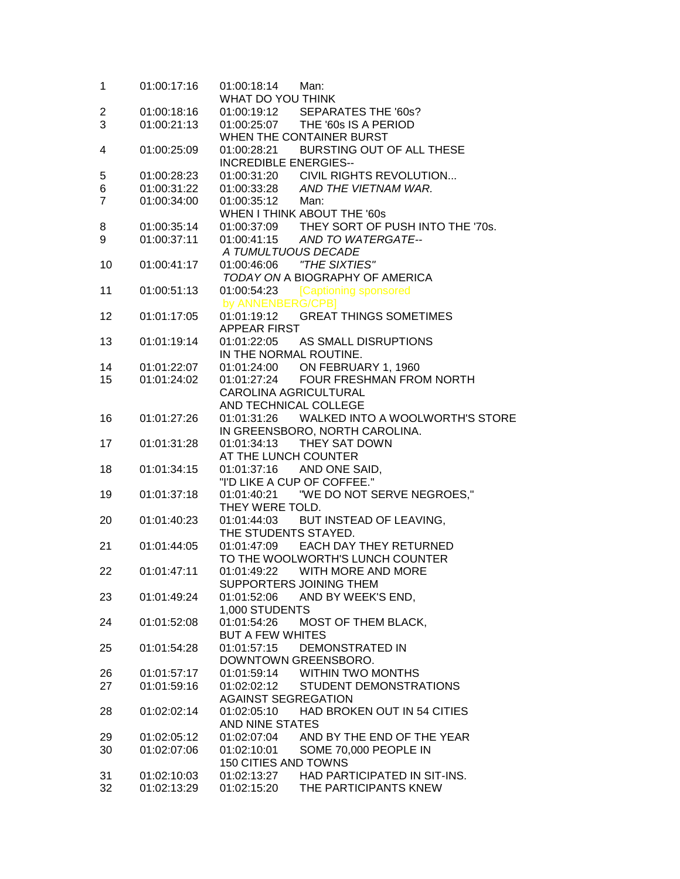| | | | |
|---|---|---|---|
| 1 | 01:00:17:16 | 01:00:18:14 | Man: WHAT DO YOU THINK |
| 2 | 01:00:18:16 | 01:00:19:12 | SEPARATES THE '60s? |
| 3 | 01:00:21:13 | 01:00:25:07 | THE '60s IS A PERIOD WHEN THE CONTAINER BURST |
| 4 | 01:00:25:09 | 01:00:28:21 | BURSTING OUT OF ALL THESE INCREDIBLE ENERGIES-- |
| 5 | 01:00:28:23 | 01:00:31:20 | CIVIL RIGHTS REVOLUTION... |
| 6 | 01:00:31:22 | 01:00:33:28 | *AND THE VIETNAM WAR.* |
| 7 | 01:00:34:00 | 01:00:35:12 | Man: WHEN I THINK ABOUT THE '60s |
| 8 | 01:00:35:14 | 01:00:37:09 | THEY SORT OF PUSH INTO THE '70s. |
| 9 | 01:00:37:11 | 01:00:41:15 | *AND TO WATERGATE-- A TUMULTUOUS DECADE* |
| 10 | 01:00:41:17 | 01:00:46:06 | *"THE SIXTIES" TODAY ON* A BIOGRAPHY OF AMERICA |
| 11 | 01:00:51:13 | 01:00:54:23 | [Captioning sponsored by ANNENBERG/CPB] |
| 12 | 01:01:17:05 | 01:01:19:12 | GREAT THINGS SOMETIMES APPEAR FIRST |
| 13 | 01:01:19:14 | 01:01:22:05 | AS SMALL DISRUPTIONS IN THE NORMAL ROUTINE. |
| 14 | 01:01:22:07 | 01:01:24:00 | ON FEBRUARY 1, 1960 |
| 15 | 01:01:24:02 | 01:01:27:24 | FOUR FRESHMAN FROM NORTH CAROLINA AGRICULTURAL AND TECHNICAL COLLEGE |
| 16 | 01:01:27:26 | 01:01:31:26 | WALKED INTO A WOOLWORTH'S STORE IN GREENSBORO, NORTH CAROLINA. |
| 17 | 01:01:31:28 | 01:01:34:13 | THEY SAT DOWN AT THE LUNCH COUNTER |
| 18 | 01:01:34:15 | 01:01:37:16 | AND ONE SAID, "I'D LIKE A CUP OF COFFEE." |
| 19 | 01:01:37:18 | 01:01:40:21 | "WE DO NOT SERVE NEGROES," THEY WERE TOLD. |
| 20 | 01:01:40:23 | 01:01:44:03 | BUT INSTEAD OF LEAVING, THE STUDENTS STAYED. |
| 21 | 01:01:44:05 | 01:01:47:09 | EACH DAY THEY RETURNED TO THE WOOLWORTH'S LUNCH COUNTER |
| 22 | 01:01:47:11 | 01:01:49:22 | WITH MORE AND MORE SUPPORTERS JOINING THEM |
| 23 | 01:01:49:24 | 01:01:52:06 | AND BY WEEK'S END, 1,000 STUDENTS |
| 24 | 01:01:52:08 | 01:01:54:26 | MOST OF THEM BLACK, BUT A FEW WHITES |
| 25 | 01:01:54:28 | 01:01:57:15 | DEMONSTRATED IN DOWNTOWN GREENSBORO. |
| 26 | 01:01:57:17 | 01:01:59:14 | WITHIN TWO MONTHS |
| 27 | 01:01:59:16 | 01:02:02:12 | STUDENT DEMONSTRATIONS AGAINST SEGREGATION |
| 28 | 01:02:02:14 | 01:02:05:10 | HAD BROKEN OUT IN 54 CITIES AND NINE STATES |
| 29 | 01:02:05:12 | 01:02:07:04 | AND BY THE END OF THE YEAR |
| 30 | 01:02:07:06 | 01:02:10:01 | SOME 70,000 PEOPLE IN 150 CITIES AND TOWNS |
| 31 | 01:02:10:03 | 01:02:13:27 | HAD PARTICIPATED IN SIT-INS. |
| 32 | 01:02:13:29 | 01:02:15:20 | THE PARTICIPANTS KNEW |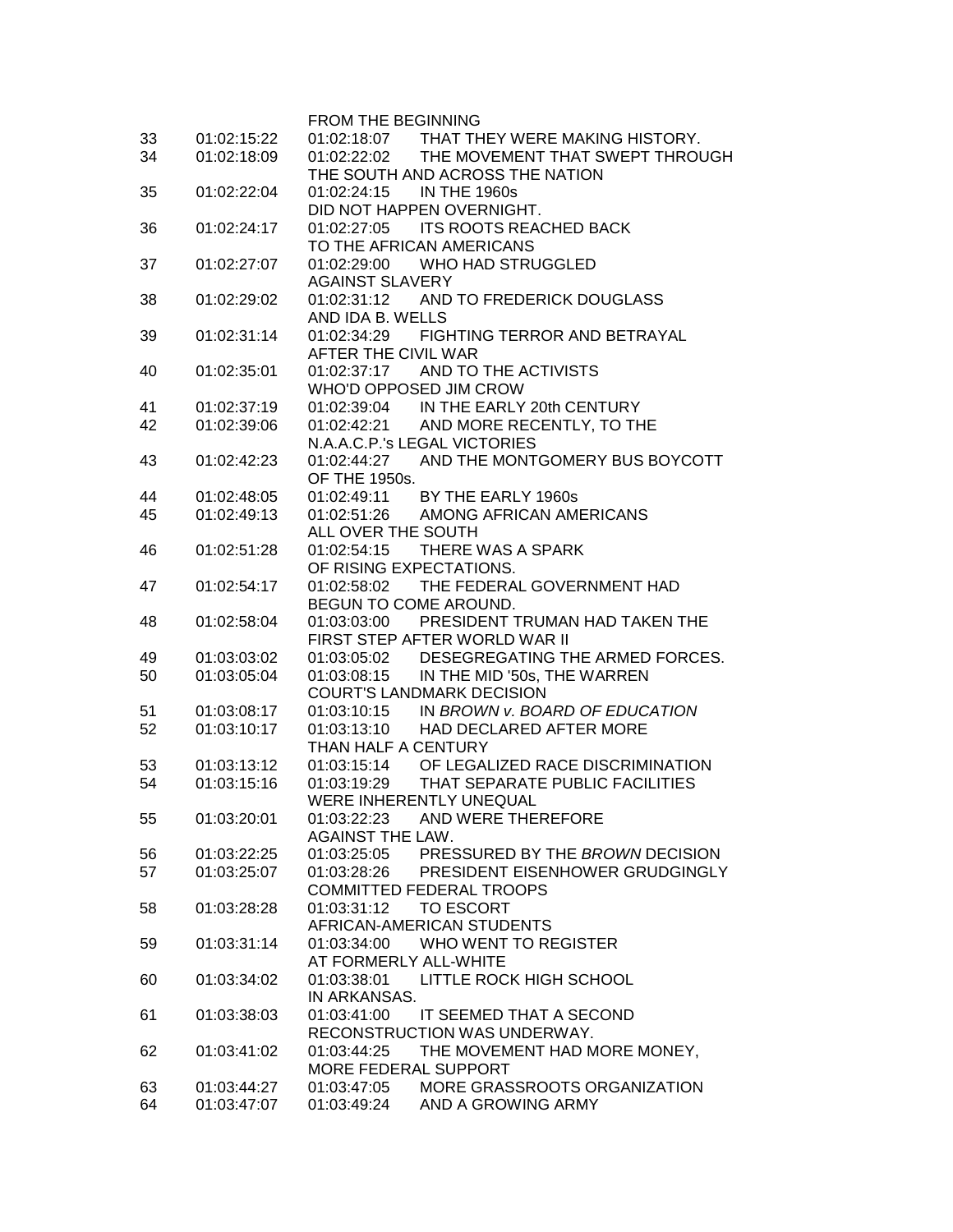FROM THE BEGINNING

| | | | |
|---|---|---|---|
| 33 | 01:02:15:22 | 01:02:18:07 | THAT THEY WERE MAKING HISTORY. |
| 34 | 01:02:18:09 | 01:02:22:02 | THE MOVEMENT THAT SWEPT THROUGH THE SOUTH AND ACROSS THE NATION |
| 35 | 01:02:22:04 | 01:02:24:15 | IN THE 1960s DID NOT HAPPEN OVERNIGHT. |
| 36 | 01:02:24:17 | 01:02:27:05 | ITS ROOTS REACHED BACK TO THE AFRICAN AMERICANS |
| 37 | 01:02:27:07 | 01:02:29:00 | WHO HAD STRUGGLED AGAINST SLAVERY |
| 38 | 01:02:29:02 | 01:02:31:12 | AND TO FREDERICK DOUGLASS AND IDA B. WELLS |
| 39 | 01:02:31:14 | 01:02:34:29 | FIGHTING TERROR AND BETRAYAL AFTER THE CIVIL WAR |
| 40 | 01:02:35:01 | 01:02:37:17 | AND TO THE ACTIVISTS WHO'D OPPOSED JIM CROW |
| 41 | 01:02:37:19 | 01:02:39:04 | IN THE EARLY 20th CENTURY |
| 42 | 01:02:39:06 | 01:02:42:21 | AND MORE RECENTLY, TO THE N.A.A.C.P.'s LEGAL VICTORIES |
| 43 | 01:02:42:23 | 01:02:44:27 | AND THE MONTGOMERY BUS BOYCOTT OF THE 1950s. |
| 44 | 01:02:48:05 | 01:02:49:11 | BY THE EARLY 1960s |
| 45 | 01:02:49:13 | 01:02:51:26 | AMONG AFRICAN AMERICANS ALL OVER THE SOUTH |
| 46 | 01:02:51:28 | 01:02:54:15 | THERE WAS A SPARK OF RISING EXPECTATIONS. |
| 47 | 01:02:54:17 | 01:02:58:02 | THE FEDERAL GOVERNMENT HAD BEGUN TO COME AROUND. |
| 48 | 01:02:58:04 | 01:03:03:00 | PRESIDENT TRUMAN HAD TAKEN THE FIRST STEP AFTER WORLD WAR II |
| 49 | 01:03:03:02 | 01:03:05:02 | DESEGREGATING THE ARMED FORCES. |
| 50 | 01:03:05:04 | 01:03:08:15 | IN THE MID '50s, THE WARREN COURT'S LANDMARK DECISION |
| 51 | 01:03:08:17 | 01:03:10:15 | IN *BROWN v. BOARD OF EDUCATION* |
| 52 | 01:03:10:17 | 01:03:13:10 | HAD DECLARED AFTER MORE THAN HALF A CENTURY |
| 53 | 01:03:13:12 | 01:03:15:14 | OF LEGALIZED RACE DISCRIMINATION |
| 54 | 01:03:15:16 | 01:03:19:29 | THAT SEPARATE PUBLIC FACILITIES WERE INHERENTLY UNEQUAL |
| 55 | 01:03:20:01 | 01:03:22:23 | AND WERE THEREFORE AGAINST THE LAW. |
| 56 | 01:03:22:25 | 01:03:25:05 | PRESSURED BY THE *BROWN* DECISION |
| 57 | 01:03:25:07 | 01:03:28:26 | PRESIDENT EISENHOWER GRUDGINGLY COMMITTED FEDERAL TROOPS |
| 58 | 01:03:28:28 | 01:03:31:12 | TO ESCORT AFRICAN-AMERICAN STUDENTS |
| 59 | 01:03:31:14 | 01:03:34:00 | WHO WENT TO REGISTER AT FORMERLY ALL-WHITE |
| 60 | 01:03:34:02 | 01:03:38:01 | LITTLE ROCK HIGH SCHOOL IN ARKANSAS. |
| 61 | 01:03:38:03 | 01:03:41:00 | IT SEEMED THAT A SECOND RECONSTRUCTION WAS UNDERWAY. |
| 62 | 01:03:41:02 | 01:03:44:25 | THE MOVEMENT HAD MORE MONEY, MORE FEDERAL SUPPORT |
| 63 | 01:03:44:27 | 01:03:47:05 | MORE GRASSROOTS ORGANIZATION |
| 64 | 01:03:47:07 | 01:03:49:24 | AND A GROWING ARMY |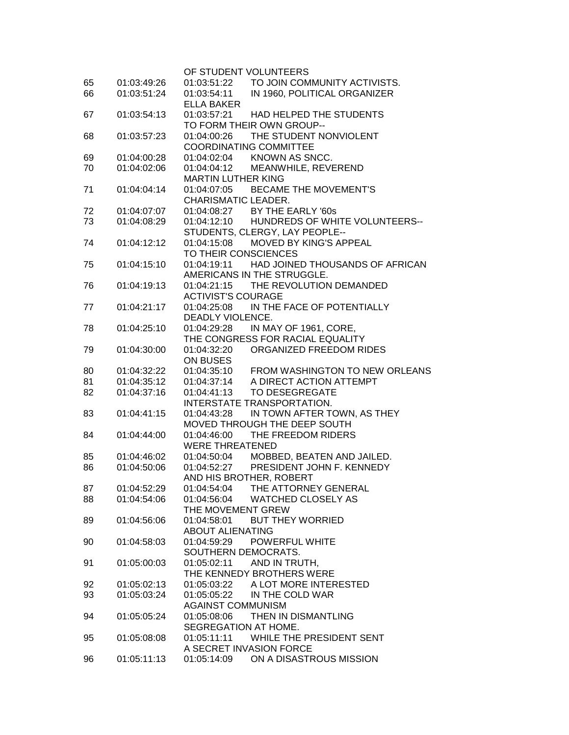| | | | |
|---|---|---|---|
| | | | OF STUDENT VOLUNTEERS |
| 65 | 01:03:49:26 | 01:03:51:22 | TO JOIN COMMUNITY ACTIVISTS. |
| 66 | 01:03:51:24 | 01:03:54:11 | IN 1960, POLITICAL ORGANIZER ELLA BAKER |
| 67 | 01:03:54:13 | 01:03:57:21 | HAD HELPED THE STUDENTS TO FORM THEIR OWN GROUP-- |
| 68 | 01:03:57:23 | 01:04:00:26 | THE STUDENT NONVIOLENT COORDINATING COMMITTEE |
| 69 | 01:04:00:28 | 01:04:02:04 | KNOWN AS SNCC. |
| 70 | 01:04:02:06 | 01:04:04:12 | MEANWHILE, REVEREND MARTIN LUTHER KING |
| 71 | 01:04:04:14 | 01:04:07:05 | BECAME THE MOVEMENT'S CHARISMATIC LEADER. |
| 72 | 01:04:07:07 | 01:04:08:27 | BY THE EARLY '60s |
| 73 | 01:04:08:29 | 01:04:12:10 | HUNDREDS OF WHITE VOLUNTEERS-- STUDENTS, CLERGY, LAY PEOPLE-- |
| 74 | 01:04:12:12 | 01:04:15:08 | MOVED BY KING'S APPEAL TO THEIR CONSCIENCES |
| 75 | 01:04:15:10 | 01:04:19:11 | HAD JOINED THOUSANDS OF AFRICAN AMERICANS IN THE STRUGGLE. |
| 76 | 01:04:19:13 | 01:04:21:15 | THE REVOLUTION DEMANDED ACTIVIST'S COURAGE |
| 77 | 01:04:21:17 | 01:04:25:08 | IN THE FACE OF POTENTIALLY DEADLY VIOLENCE. |
| 78 | 01:04:25:10 | 01:04:29:28 | IN MAY OF 1961, CORE, THE CONGRESS FOR RACIAL EQUALITY |
| 79 | 01:04:30:00 | 01:04:32:20 | ORGANIZED FREEDOM RIDES ON BUSES |
| 80 | 01:04:32:22 | 01:04:35:10 | FROM WASHINGTON TO NEW ORLEANS |
| 81 | 01:04:35:12 | 01:04:37:14 | A DIRECT ACTION ATTEMPT |
| 82 | 01:04:37:16 | 01:04:41:13 | TO DESEGREGATE INTERSTATE TRANSPORTATION. |
| 83 | 01:04:41:15 | 01:04:43:28 | IN TOWN AFTER TOWN, AS THEY MOVED THROUGH THE DEEP SOUTH |
| 84 | 01:04:44:00 | 01:04:46:00 | THE FREEDOM RIDERS WERE THREATENED |
| 85 | 01:04:46:02 | 01:04:50:04 | MOBBED, BEATEN AND JAILED. |
| 86 | 01:04:50:06 | 01:04:52:27 | PRESIDENT JOHN F. KENNEDY AND HIS BROTHER, ROBERT |
| 87 | 01:04:52:29 | 01:04:54:04 | THE ATTORNEY GENERAL |
| 88 | 01:04:54:06 | 01:04:56:04 | WATCHED CLOSELY AS THE MOVEMENT GREW |
| 89 | 01:04:56:06 | 01:04:58:01 | BUT THEY WORRIED ABOUT ALIENATING |
| 90 | 01:04:58:03 | 01:04:59:29 | POWERFUL WHITE SOUTHERN DEMOCRATS. |
| 91 | 01:05:00:03 | 01:05:02:11 | AND IN TRUTH, THE KENNEDY BROTHERS WERE |
| 92 | 01:05:02:13 | 01:05:03:22 | A LOT MORE INTERESTED |
| 93 | 01:05:03:24 | 01:05:05:22 | IN THE COLD WAR AGAINST COMMUNISM |
| 94 | 01:05:05:24 | 01:05:08:06 | THEN IN DISMANTLING SEGREGATION AT HOME. |
| 95 | 01:05:08:08 | 01:05:11:11 | WHILE THE PRESIDENT SENT A SECRET INVASION FORCE |
| 96 | 01:05:11:13 | 01:05:14:09 | ON A DISASTROUS MISSION |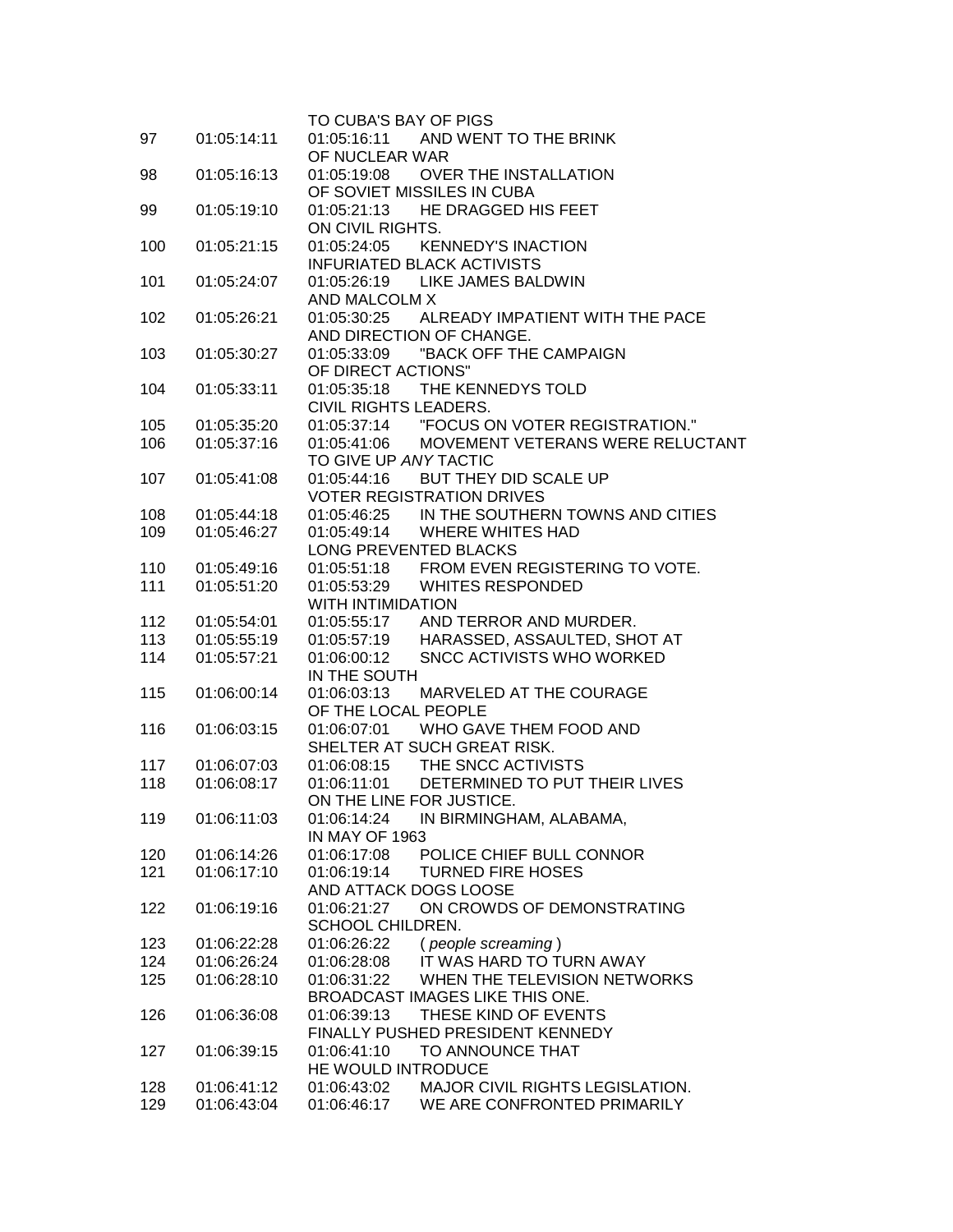TO CUBA'S BAY OF PIGS

97 01:05:14:11 01:05:16:11 AND WENT TO THE BRINK
OF NUCLEAR WAR

98 01:05:16:13 01:05:19:08 OVER THE INSTALLATION
OF SOVIET MISSILES IN CUBA

99 01:05:19:10 01:05:21:13 HE DRAGGED HIS FEET
ON CIVIL RIGHTS.

100 01:05:21:15 01:05:24:05 KENNEDY'S INACTION
INFURIATED BLACK ACTIVISTS

101 01:05:24:07 01:05:26:19 LIKE JAMES BALDWIN
AND MALCOLM X

102 01:05:26:21 01:05:30:25 ALREADY IMPATIENT WITH THE PACE
AND DIRECTION OF CHANGE.

103 01:05:30:27 01:05:33:09 "BACK OFF THE CAMPAIGN
OF DIRECT ACTIONS"

104 01:05:33:11 01:05:35:18 THE KENNEDYS TOLD
CIVIL RIGHTS LEADERS.

105 01:05:35:20 01:05:37:14 "FOCUS ON VOTER REGISTRATION."

106 01:05:37:16 01:05:41:06 MOVEMENT VETERANS WERE RELUCTANT
TO GIVE UP *ANY* TACTIC

107 01:05:41:08 01:05:44:16 BUT THEY DID SCALE UP
VOTER REGISTRATION DRIVES

108 01:05:44:18 01:05:46:25 IN THE SOUTHERN TOWNS AND CITIES

109 01:05:46:27 01:05:49:14 WHERE WHITES HAD
LONG PREVENTED BLACKS

110 01:05:49:16 01:05:51:18 FROM EVEN REGISTERING TO VOTE.

111 01:05:51:20 01:05:53:29 WHITES RESPONDED
WITH INTIMIDATION

112 01:05:54:01 01:05:55:17 AND TERROR AND MURDER.

113 01:05:55:19 01:05:57:19 HARASSED, ASSAULTED, SHOT AT

114 01:05:57:21 01:06:00:12 SNCC ACTIVISTS WHO WORKED
IN THE SOUTH

115 01:06:00:14 01:06:03:13 MARVELED AT THE COURAGE
OF THE LOCAL PEOPLE

116 01:06:03:15 01:06:07:01 WHO GAVE THEM FOOD AND
SHELTER AT SUCH GREAT RISK.

117 01:06:07:03 01:06:08:15 THE SNCC ACTIVISTS

118 01:06:08:17 01:06:11:01 DETERMINED TO PUT THEIR LIVES
ON THE LINE FOR JUSTICE.

119 01:06:11:03 01:06:14:24 IN BIRMINGHAM, ALABAMA,
IN MAY OF 1963

120 01:06:14:26 01:06:17:08 POLICE CHIEF BULL CONNOR

121 01:06:17:10 01:06:19:14 TURNED FIRE HOSES
AND ATTACK DOGS LOOSE

122 01:06:19:16 01:06:21:27 ON CROWDS OF DEMONSTRATING
SCHOOL CHILDREN.

123 01:06:22:28 01:06:26:22 ( *people screaming* )

124 01:06:26:24 01:06:28:08 IT WAS HARD TO TURN AWAY

125 01:06:28:10 01:06:31:22 WHEN THE TELEVISION NETWORKS
BROADCAST IMAGES LIKE THIS ONE.

126 01:06:36:08 01:06:39:13 THESE KIND OF EVENTS
FINALLY PUSHED PRESIDENT KENNEDY

127 01:06:39:15 01:06:41:10 TO ANNOUNCE THAT
HE WOULD INTRODUCE

128 01:06:41:12 01:06:43:02 MAJOR CIVIL RIGHTS LEGISLATION.

129 01:06:43:04 01:06:46:17 WE ARE CONFRONTED PRIMARILY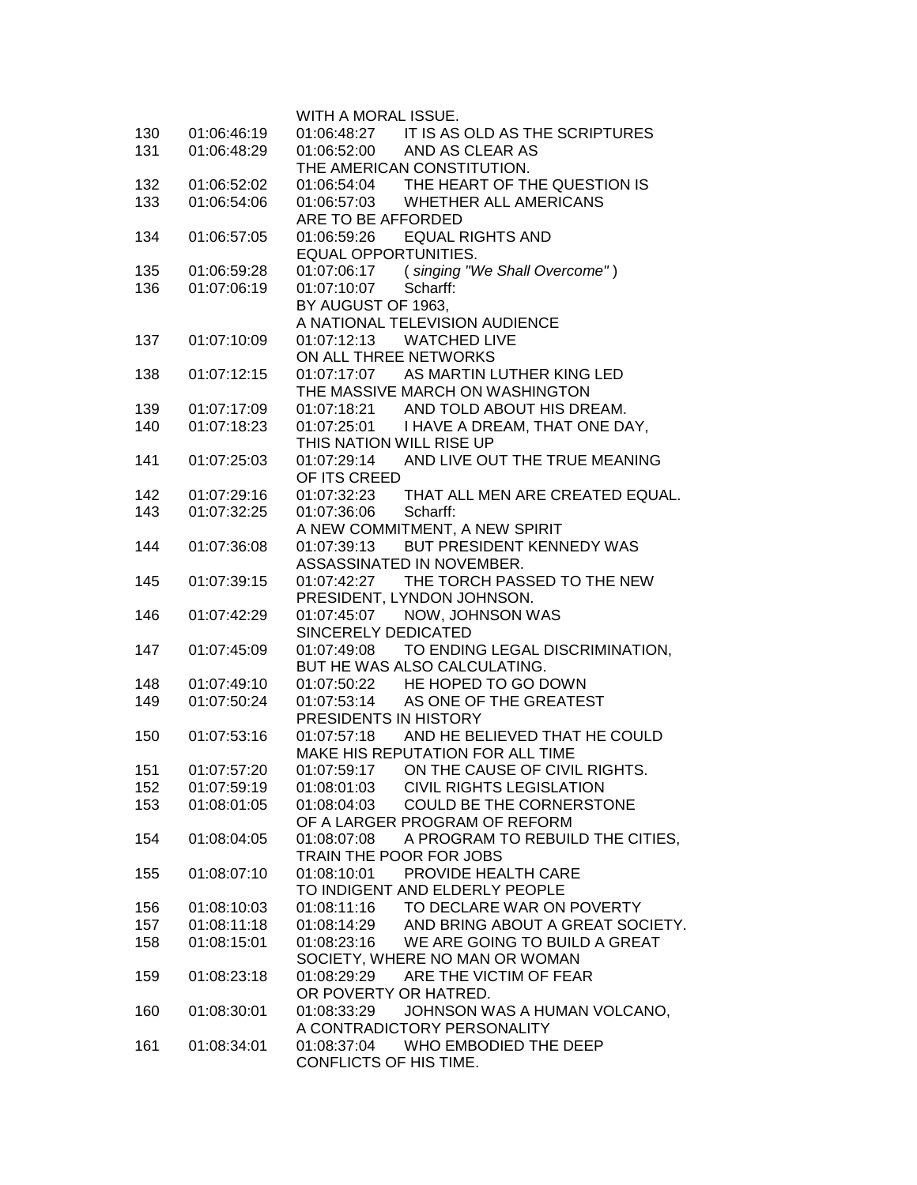WITH A MORAL ISSUE.

130 01:06:46:19 01:06:48:27 IT IS AS OLD AS THE SCRIPTURES
131 01:06:48:29 01:06:52:00 AND AS CLEAR AS
THE AMERICAN CONSTITUTION.
132 01:06:52:02 01:06:54:04 THE HEART OF THE QUESTION IS
133 01:06:54:06 01:06:57:03 WHETHER ALL AMERICANS
ARE TO BE AFFORDED
134 01:06:57:05 01:06:59:26 EQUAL RIGHTS AND
EQUAL OPPORTUNITIES.
135 01:06:59:28 01:07:06:17 ( *singing "We Shall Overcome"* )
136 01:07:06:19 01:07:10:07 Scharff:
BY AUGUST OF 1963,
A NATIONAL TELEVISION AUDIENCE
137 01:07:10:09 01:07:12:13 WATCHED LIVE
ON ALL THREE NETWORKS
138 01:07:12:15 01:07:17:07 AS MARTIN LUTHER KING LED
THE MASSIVE MARCH ON WASHINGTON
139 01:07:17:09 01:07:18:21 AND TOLD ABOUT HIS DREAM.
140 01:07:18:23 01:07:25:01 I HAVE A DREAM, THAT ONE DAY,
THIS NATION WILL RISE UP
141 01:07:25:03 01:07:29:14 AND LIVE OUT THE TRUE MEANING
OF ITS CREED
142 01:07:29:16 01:07:32:23 THAT ALL MEN ARE CREATED EQUAL.
143 01:07:32:25 01:07:36:06 Scharff:
A NEW COMMITMENT, A NEW SPIRIT
144 01:07:36:08 01:07:39:13 BUT PRESIDENT KENNEDY WAS
ASSASSINATED IN NOVEMBER.
145 01:07:39:15 01:07:42:27 THE TORCH PASSED TO THE NEW
PRESIDENT, LYNDON JOHNSON.
146 01:07:42:29 01:07:45:07 NOW, JOHNSON WAS
SINCERELY DEDICATED
147 01:07:45:09 01:07:49:08 TO ENDING LEGAL DISCRIMINATION,
BUT HE WAS ALSO CALCULATING.
148 01:07:49:10 01:07:50:22 HE HOPED TO GO DOWN
149 01:07:50:24 01:07:53:14 AS ONE OF THE GREATEST
PRESIDENTS IN HISTORY
150 01:07:53:16 01:07:57:18 AND HE BELIEVED THAT HE COULD
MAKE HIS REPUTATION FOR ALL TIME
151 01:07:57:20 01:07:59:17 ON THE CAUSE OF CIVIL RIGHTS.
152 01:07:59:19 01:08:01:03 CIVIL RIGHTS LEGISLATION
153 01:08:01:05 01:08:04:03 COULD BE THE CORNERSTONE
OF A LARGER PROGRAM OF REFORM
154 01:08:04:05 01:08:07:08 A PROGRAM TO REBUILD THE CITIES,
TRAIN THE POOR FOR JOBS
155 01:08:07:10 01:08:10:01 PROVIDE HEALTH CARE
TO INDIGENT AND ELDERLY PEOPLE
156 01:08:10:03 01:08:11:16 TO DECLARE WAR ON POVERTY
157 01:08:11:18 01:08:14:29 AND BRING ABOUT A GREAT SOCIETY.
158 01:08:15:01 01:08:23:16 WE ARE GOING TO BUILD A GREAT
SOCIETY, WHERE NO MAN OR WOMAN
159 01:08:23:18 01:08:29:29 ARE THE VICTIM OF FEAR
OR POVERTY OR HATRED.
160 01:08:30:01 01:08:33:29 JOHNSON WAS A HUMAN VOLCANO,
A CONTRADICTORY PERSONALITY
161 01:08:34:01 01:08:37:04 WHO EMBODIED THE DEEP
CONFLICTS OF HIS TIME.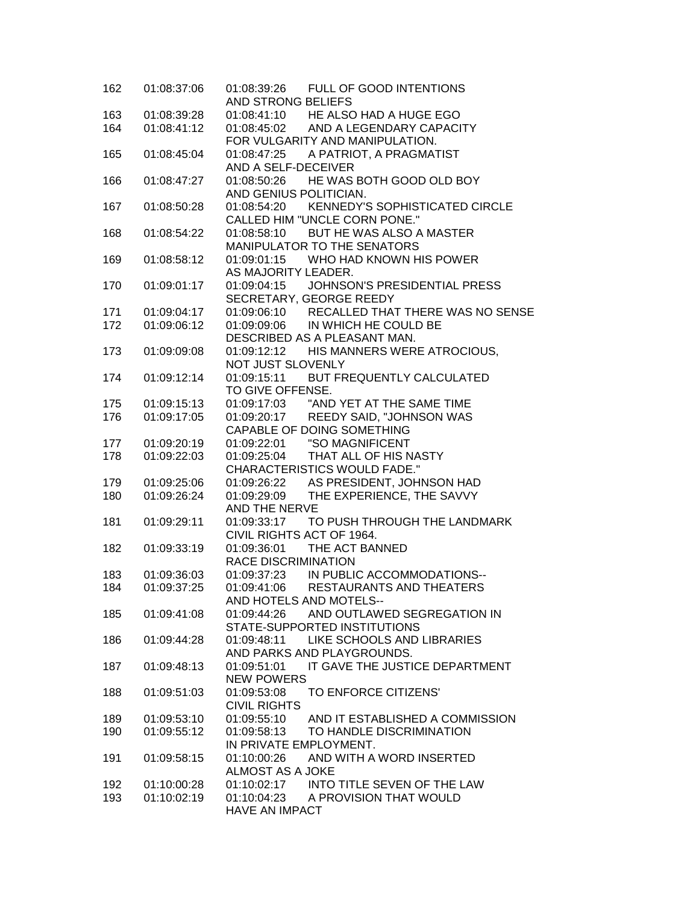| | | | |
|---|---|---|---|
| 162 | 01:08:37:06 | 01:08:39:26 | FULL OF GOOD INTENTIONS AND STRONG BELIEFS |
| 163 | 01:08:39:28 | 01:08:41:10 | HE ALSO HAD A HUGE EGO |
| 164 | 01:08:41:12 | 01:08:45:02 | AND A LEGENDARY CAPACITY FOR VULGARITY AND MANIPULATION. |
| 165 | 01:08:45:04 | 01:08:47:25 | A PATRIOT, A PRAGMATIST AND A SELF-DECEIVER |
| 166 | 01:08:47:27 | 01:08:50:26 | HE WAS BOTH GOOD OLD BOY AND GENIUS POLITICIAN. |
| 167 | 01:08:50:28 | 01:08:54:20 | KENNEDY'S SOPHISTICATED CIRCLE CALLED HIM "UNCLE CORN PONE." |
| 168 | 01:08:54:22 | 01:08:58:10 | BUT HE WAS ALSO A MASTER MANIPULATOR TO THE SENATORS |
| 169 | 01:08:58:12 | 01:09:01:15 | WHO HAD KNOWN HIS POWER AS MAJORITY LEADER. |
| 170 | 01:09:01:17 | 01:09:04:15 | JOHNSON'S PRESIDENTIAL PRESS SECRETARY, GEORGE REEDY |
| 171 | 01:09:04:17 | 01:09:06:10 | RECALLED THAT THERE WAS NO SENSE |
| 172 | 01:09:06:12 | 01:09:09:06 | IN WHICH HE COULD BE DESCRIBED AS A PLEASANT MAN. |
| 173 | 01:09:09:08 | 01:09:12:12 | HIS MANNERS WERE ATROCIOUS, NOT JUST SLOVENLY |
| 174 | 01:09:12:14 | 01:09:15:11 | BUT FREQUENTLY CALCULATED TO GIVE OFFENSE. |
| 175 | 01:09:15:13 | 01:09:17:03 | "AND YET AT THE SAME TIME |
| 176 | 01:09:17:05 | 01:09:20:17 | REEDY SAID, "JOHNSON WAS CAPABLE OF DOING SOMETHING |
| 177 | 01:09:20:19 | 01:09:22:01 | "SO MAGNIFICENT |
| 178 | 01:09:22:03 | 01:09:25:04 | THAT ALL OF HIS NASTY CHARACTERISTICS WOULD FADE." |
| 179 | 01:09:25:06 | 01:09:26:22 | AS PRESIDENT, JOHNSON HAD |
| 180 | 01:09:26:24 | 01:09:29:09 | THE EXPERIENCE, THE SAVVY AND THE NERVE |
| 181 | 01:09:29:11 | 01:09:33:17 | TO PUSH THROUGH THE LANDMARK CIVIL RIGHTS ACT OF 1964. |
| 182 | 01:09:33:19 | 01:09:36:01 | THE ACT BANNED RACE DISCRIMINATION |
| 183 | 01:09:36:03 | 01:09:37:23 | IN PUBLIC ACCOMMODATIONS-- |
| 184 | 01:09:37:25 | 01:09:41:06 | RESTAURANTS AND THEATERS AND HOTELS AND MOTELS-- |
| 185 | 01:09:41:08 | 01:09:44:26 | AND OUTLAWED SEGREGATION IN STATE-SUPPORTED INSTITUTIONS |
| 186 | 01:09:44:28 | 01:09:48:11 | LIKE SCHOOLS AND LIBRARIES AND PARKS AND PLAYGROUNDS. |
| 187 | 01:09:48:13 | 01:09:51:01 | IT GAVE THE JUSTICE DEPARTMENT NEW POWERS |
| 188 | 01:09:51:03 | 01:09:53:08 | TO ENFORCE CITIZENS' CIVIL RIGHTS |
| 189 | 01:09:53:10 | 01:09:55:10 | AND IT ESTABLISHED A COMMISSION |
| 190 | 01:09:55:12 | 01:09:58:13 | TO HANDLE DISCRIMINATION IN PRIVATE EMPLOYMENT. |
| 191 | 01:09:58:15 | 01:10:00:26 | AND WITH A WORD INSERTED ALMOST AS A JOKE |
| 192 | 01:10:00:28 | 01:10:02:17 | INTO TITLE SEVEN OF THE LAW |
| 193 | 01:10:02:19 | 01:10:04:23 | A PROVISION THAT WOULD HAVE AN IMPACT |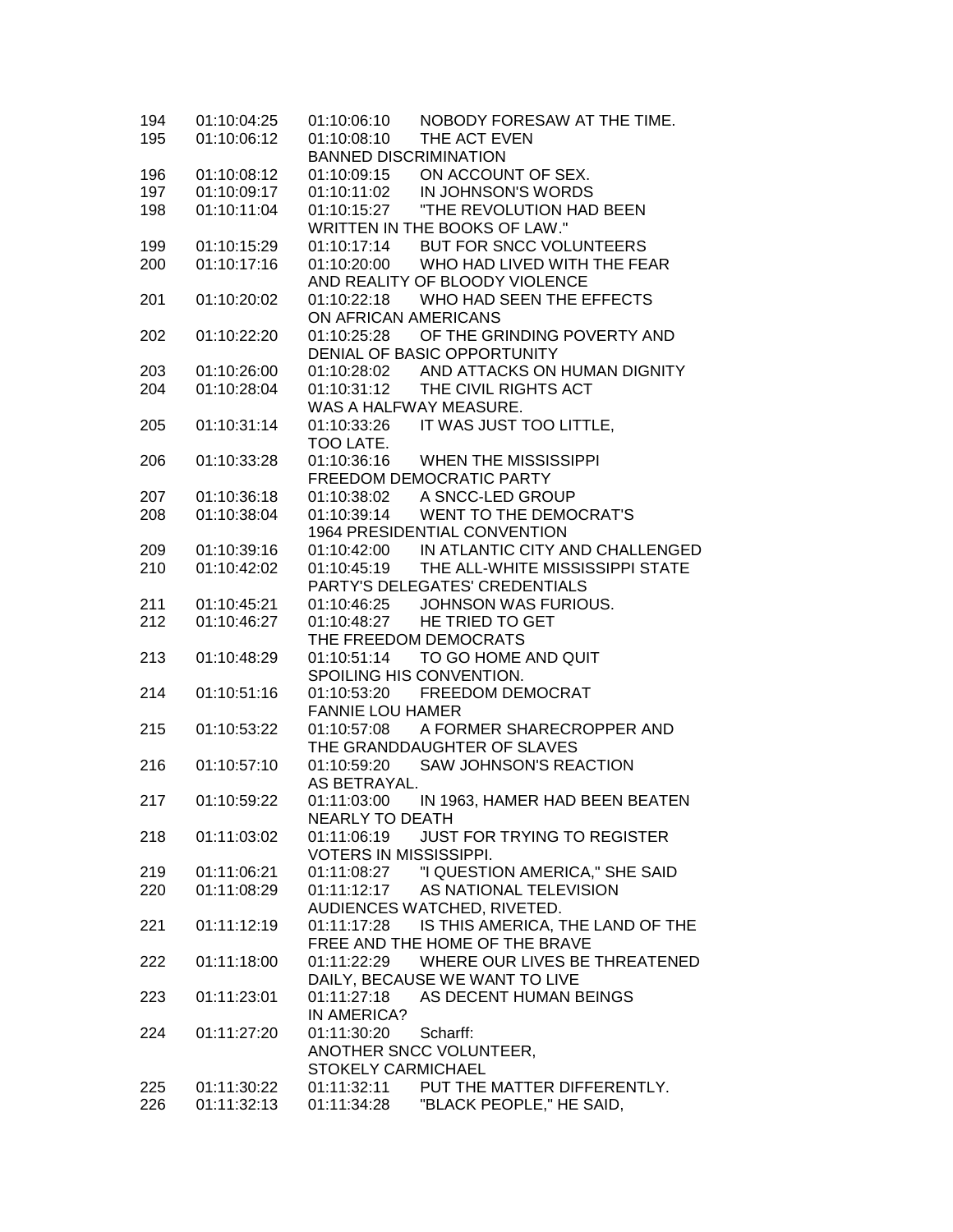| | | | |
|---|---|---|---|
| 194 | 01:10:04:25 | 01:10:06:10 | NOBODY FORESAW AT THE TIME. |
| 195 | 01:10:06:12 | 01:10:08:10 | THE ACT EVEN BANNED DISCRIMINATION |
| 196 | 01:10:08:12 | 01:10:09:15 | ON ACCOUNT OF SEX. |
| 197 | 01:10:09:17 | 01:10:11:02 | IN JOHNSON'S WORDS |
| 198 | 01:10:11:04 | 01:10:15:27 | "THE REVOLUTION HAD BEEN WRITTEN IN THE BOOKS OF LAW." |
| 199 | 01:10:15:29 | 01:10:17:14 | BUT FOR SNCC VOLUNTEERS |
| 200 | 01:10:17:16 | 01:10:20:00 | WHO HAD LIVED WITH THE FEAR AND REALITY OF BLOODY VIOLENCE |
| 201 | 01:10:20:02 | 01:10:22:18 | WHO HAD SEEN THE EFFECTS ON AFRICAN AMERICANS |
| 202 | 01:10:22:20 | 01:10:25:28 | OF THE GRINDING POVERTY AND DENIAL OF BASIC OPPORTUNITY |
| 203 | 01:10:26:00 | 01:10:28:02 | AND ATTACKS ON HUMAN DIGNITY |
| 204 | 01:10:28:04 | 01:10:31:12 | THE CIVIL RIGHTS ACT WAS A HALFWAY MEASURE. |
| 205 | 01:10:31:14 | 01:10:33:26 | IT WAS JUST TOO LITTLE, TOO LATE. |
| 206 | 01:10:33:28 | 01:10:36:16 | WHEN THE MISSISSIPPI FREEDOM DEMOCRATIC PARTY |
| 207 | 01:10:36:18 | 01:10:38:02 | A SNCC-LED GROUP |
| 208 | 01:10:38:04 | 01:10:39:14 | WENT TO THE DEMOCRAT'S 1964 PRESIDENTIAL CONVENTION |
| 209 | 01:10:39:16 | 01:10:42:00 | IN ATLANTIC CITY AND CHALLENGED |
| 210 | 01:10:42:02 | 01:10:45:19 | THE ALL-WHITE MISSISSIPPI STATE PARTY'S DELEGATES' CREDENTIALS |
| 211 | 01:10:45:21 | 01:10:46:25 | JOHNSON WAS FURIOUS. |
| 212 | 01:10:46:27 | 01:10:48:27 | HE TRIED TO GET THE FREEDOM DEMOCRATS |
| 213 | 01:10:48:29 | 01:10:51:14 | TO GO HOME AND QUIT SPOILING HIS CONVENTION. |
| 214 | 01:10:51:16 | 01:10:53:20 | FREEDOM DEMOCRAT FANNIE LOU HAMER |
| 215 | 01:10:53:22 | 01:10:57:08 | A FORMER SHARECROPPER AND THE GRANDDAUGHTER OF SLAVES |
| 216 | 01:10:57:10 | 01:10:59:20 | SAW JOHNSON'S REACTION AS BETRAYAL. |
| 217 | 01:10:59:22 | 01:11:03:00 | IN 1963, HAMER HAD BEEN BEATEN NEARLY TO DEATH |
| 218 | 01:11:03:02 | 01:11:06:19 | JUST FOR TRYING TO REGISTER VOTERS IN MISSISSIPPI. |
| 219 | 01:11:06:21 | 01:11:08:27 | "I QUESTION AMERICA," SHE SAID |
| 220 | 01:11:08:29 | 01:11:12:17 | AS NATIONAL TELEVISION AUDIENCES WATCHED, RIVETED. |
| 221 | 01:11:12:19 | 01:11:17:28 | IS THIS AMERICA, THE LAND OF THE FREE AND THE HOME OF THE BRAVE |
| 222 | 01:11:18:00 | 01:11:22:29 | WHERE OUR LIVES BE THREATENED DAILY, BECAUSE WE WANT TO LIVE |
| 223 | 01:11:23:01 | 01:11:27:18 | AS DECENT HUMAN BEINGS IN AMERICA? |
| 224 | 01:11:27:20 | 01:11:30:20 | Scharff: ANOTHER SNCC VOLUNTEER, STOKELY CARMICHAEL |
| 225 | 01:11:30:22 | 01:11:32:11 | PUT THE MATTER DIFFERENTLY. |
| 226 | 01:11:32:13 | 01:11:34:28 | "BLACK PEOPLE," HE SAID, |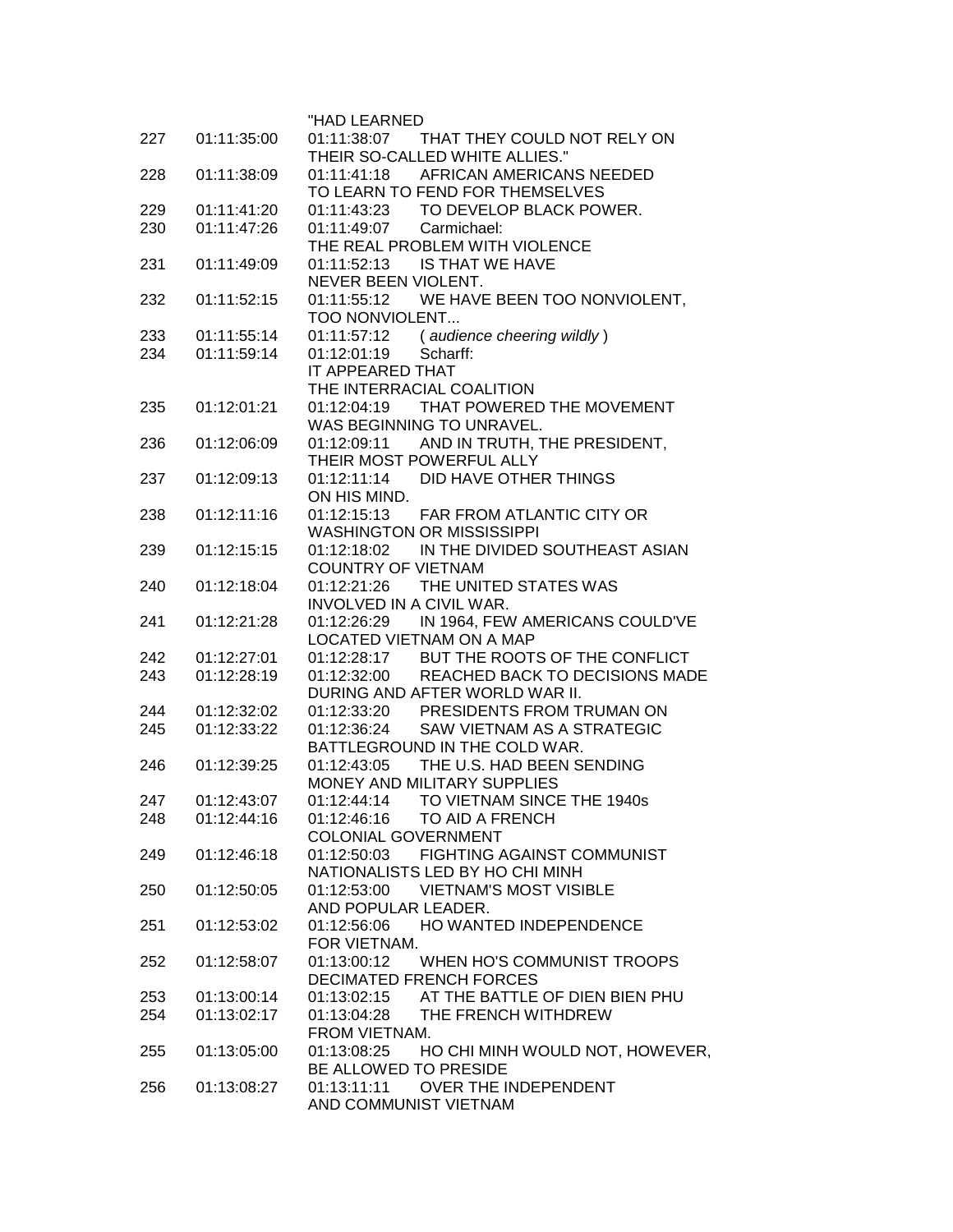"HAD LEARNED

227 01:11:35:00 01:11:38:07 THAT THEY COULD NOT RELY ON
THEIR SO-CALLED WHITE ALLIES."

228 01:11:38:09 01:11:41:18 AFRICAN AMERICANS NEEDED
TO LEARN TO FEND FOR THEMSELVES

229 01:11:41:20 01:11:43:23 TO DEVELOP BLACK POWER.

230 01:11:47:26 01:11:49:07 Carmichael:
THE REAL PROBLEM WITH VIOLENCE

231 01:11:49:09 01:11:52:13 IS THAT WE HAVE
NEVER BEEN VIOLENT.

232 01:11:52:15 01:11:55:12 WE HAVE BEEN TOO NONVIOLENT,
TOO NONVIOLENT...

233 01:11:55:14 01:11:57:12 ( *audience cheering wildly* )

234 01:11:59:14 01:12:01:19 Scharff:
IT APPEARED THAT
THE INTERRACIAL COALITION

235 01:12:01:21 01:12:04:19 THAT POWERED THE MOVEMENT
WAS BEGINNING TO UNRAVEL.

236 01:12:06:09 01:12:09:11 AND IN TRUTH, THE PRESIDENT,
THEIR MOST POWERFUL ALLY

237 01:12:09:13 01:12:11:14 DID HAVE OTHER THINGS
ON HIS MIND.

238 01:12:11:16 01:12:15:13 FAR FROM ATLANTIC CITY OR
WASHINGTON OR MISSISSIPPI

239 01:12:15:15 01:12:18:02 IN THE DIVIDED SOUTHEAST ASIAN
COUNTRY OF VIETNAM

240 01:12:18:04 01:12:21:26 THE UNITED STATES WAS
INVOLVED IN A CIVIL WAR.

241 01:12:21:28 01:12:26:29 IN 1964, FEW AMERICANS COULD'VE
LOCATED VIETNAM ON A MAP

242 01:12:27:01 01:12:28:17 BUT THE ROOTS OF THE CONFLICT

243 01:12:28:19 01:12:32:00 REACHED BACK TO DECISIONS MADE
DURING AND AFTER WORLD WAR II.

244 01:12:32:02 01:12:33:20 PRESIDENTS FROM TRUMAN ON

245 01:12:33:22 01:12:36:24 SAW VIETNAM AS A STRATEGIC
BATTLEGROUND IN THE COLD WAR.

246 01:12:39:25 01:12:43:05 THE U.S. HAD BEEN SENDING
MONEY AND MILITARY SUPPLIES

247 01:12:43:07 01:12:44:14 TO VIETNAM SINCE THE 1940s

248 01:12:44:16 01:12:46:16 TO AID A FRENCH
COLONIAL GOVERNMENT

249 01:12:46:18 01:12:50:03 FIGHTING AGAINST COMMUNIST
NATIONALISTS LED BY HO CHI MINH

250 01:12:50:05 01:12:53:00 VIETNAM'S MOST VISIBLE
AND POPULAR LEADER.

251 01:12:53:02 01:12:56:06 HO WANTED INDEPENDENCE
FOR VIETNAM.

252 01:12:58:07 01:13:00:12 WHEN HO'S COMMUNIST TROOPS
DECIMATED FRENCH FORCES

253 01:13:00:14 01:13:02:15 AT THE BATTLE OF DIEN BIEN PHU

254 01:13:02:17 01:13:04:28 THE FRENCH WITHDREW
FROM VIETNAM.

255 01:13:05:00 01:13:08:25 HO CHI MINH WOULD NOT, HOWEVER,
BE ALLOWED TO PRESIDE

256 01:13:08:27 01:13:11:11 OVER THE INDEPENDENT
AND COMMUNIST VIETNAM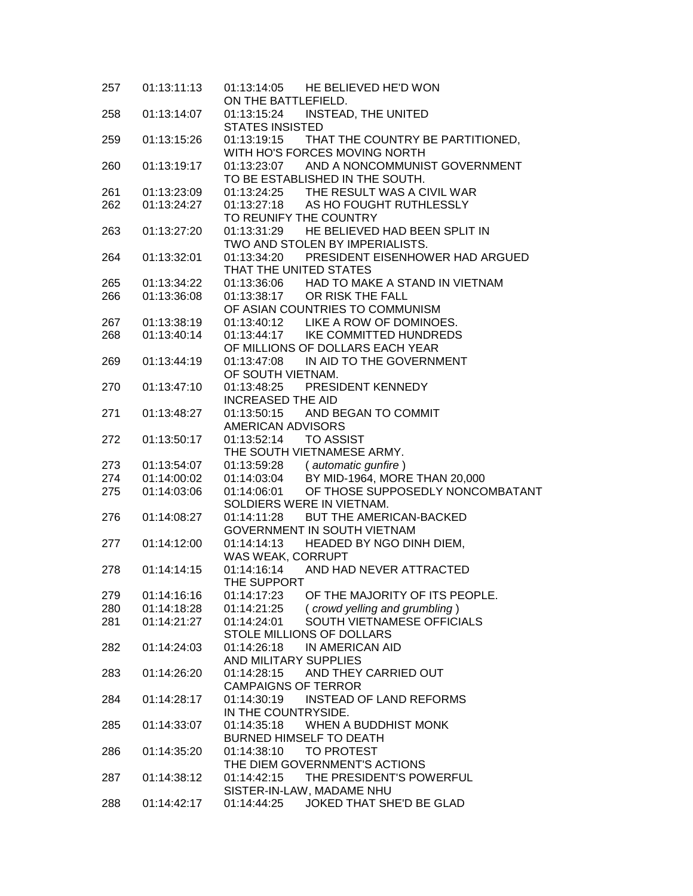| | | | |
|---|---|---|---|
| 257 | 01:13:11:13 | 01:13:14:05 | HE BELIEVED HE'D WON ON THE BATTLEFIELD. |
| 258 | 01:13:14:07 | 01:13:15:24 | INSTEAD, THE UNITED STATES INSISTED |
| 259 | 01:13:15:26 | 01:13:19:15 | THAT THE COUNTRY BE PARTITIONED, WITH HO'S FORCES MOVING NORTH |
| 260 | 01:13:19:17 | 01:13:23:07 | AND A NONCOMMUNIST GOVERNMENT TO BE ESTABLISHED IN THE SOUTH. |
| 261 | 01:13:23:09 | 01:13:24:25 | THE RESULT WAS A CIVIL WAR |
| 262 | 01:13:24:27 | 01:13:27:18 | AS HO FOUGHT RUTHLESSLY TO REUNIFY THE COUNTRY |
| 263 | 01:13:27:20 | 01:13:31:29 | HE BELIEVED HAD BEEN SPLIT IN TWO AND STOLEN BY IMPERIALISTS. |
| 264 | 01:13:32:01 | 01:13:34:20 | PRESIDENT EISENHOWER HAD ARGUED THAT THE UNITED STATES |
| 265 | 01:13:34:22 | 01:13:36:06 | HAD TO MAKE A STAND IN VIETNAM |
| 266 | 01:13:36:08 | 01:13:38:17 | OR RISK THE FALL OF ASIAN COUNTRIES TO COMMUNISM |
| 267 | 01:13:38:19 | 01:13:40:12 | LIKE A ROW OF DOMINOES. |
| 268 | 01:13:40:14 | 01:13:44:17 | IKE COMMITTED HUNDREDS OF MILLIONS OF DOLLARS EACH YEAR |
| 269 | 01:13:44:19 | 01:13:47:08 | IN AID TO THE GOVERNMENT OF SOUTH VIETNAM. |
| 270 | 01:13:47:10 | 01:13:48:25 | PRESIDENT KENNEDY INCREASED THE AID |
| 271 | 01:13:48:27 | 01:13:50:15 | AND BEGAN TO COMMIT AMERICAN ADVISORS |
| 272 | 01:13:50:17 | 01:13:52:14 | TO ASSIST THE SOUTH VIETNAMESE ARMY. |
| 273 | 01:13:54:07 | 01:13:59:28 | ( *automatic gunfire* ) |
| 274 | 01:14:00:02 | 01:14:03:04 | BY MID-1964, MORE THAN 20,000 |
| 275 | 01:14:03:06 | 01:14:06:01 | OF THOSE SUPPOSEDLY NONCOMBATANT SOLDIERS WERE IN VIETNAM. |
| 276 | 01:14:08:27 | 01:14:11:28 | BUT THE AMERICAN-BACKED GOVERNMENT IN SOUTH VIETNAM |
| 277 | 01:14:12:00 | 01:14:14:13 | HEADED BY NGO DINH DIEM, WAS WEAK, CORRUPT |
| 278 | 01:14:14:15 | 01:14:16:14 | AND HAD NEVER ATTRACTED THE SUPPORT |
| 279 | 01:14:16:16 | 01:14:17:23 | OF THE MAJORITY OF ITS PEOPLE. |
| 280 | 01:14:18:28 | 01:14:21:25 | ( *crowd yelling and grumbling* ) |
| 281 | 01:14:21:27 | 01:14:24:01 | SOUTH VIETNAMESE OFFICIALS STOLE MILLIONS OF DOLLARS |
| 282 | 01:14:24:03 | 01:14:26:18 | IN AMERICAN AID AND MILITARY SUPPLIES |
| 283 | 01:14:26:20 | 01:14:28:15 | AND THEY CARRIED OUT CAMPAIGNS OF TERROR |
| 284 | 01:14:28:17 | 01:14:30:19 | INSTEAD OF LAND REFORMS IN THE COUNTRYSIDE. |
| 285 | 01:14:33:07 | 01:14:35:18 | WHEN A BUDDHIST MONK BURNED HIMSELF TO DEATH |
| 286 | 01:14:35:20 | 01:14:38:10 | TO PROTEST THE DIEM GOVERNMENT'S ACTIONS |
| 287 | 01:14:38:12 | 01:14:42:15 | THE PRESIDENT'S POWERFUL SISTER-IN-LAW, MADAME NHU |
| 288 | 01:14:42:17 | 01:14:44:25 | JOKED THAT SHE'D BE GLAD |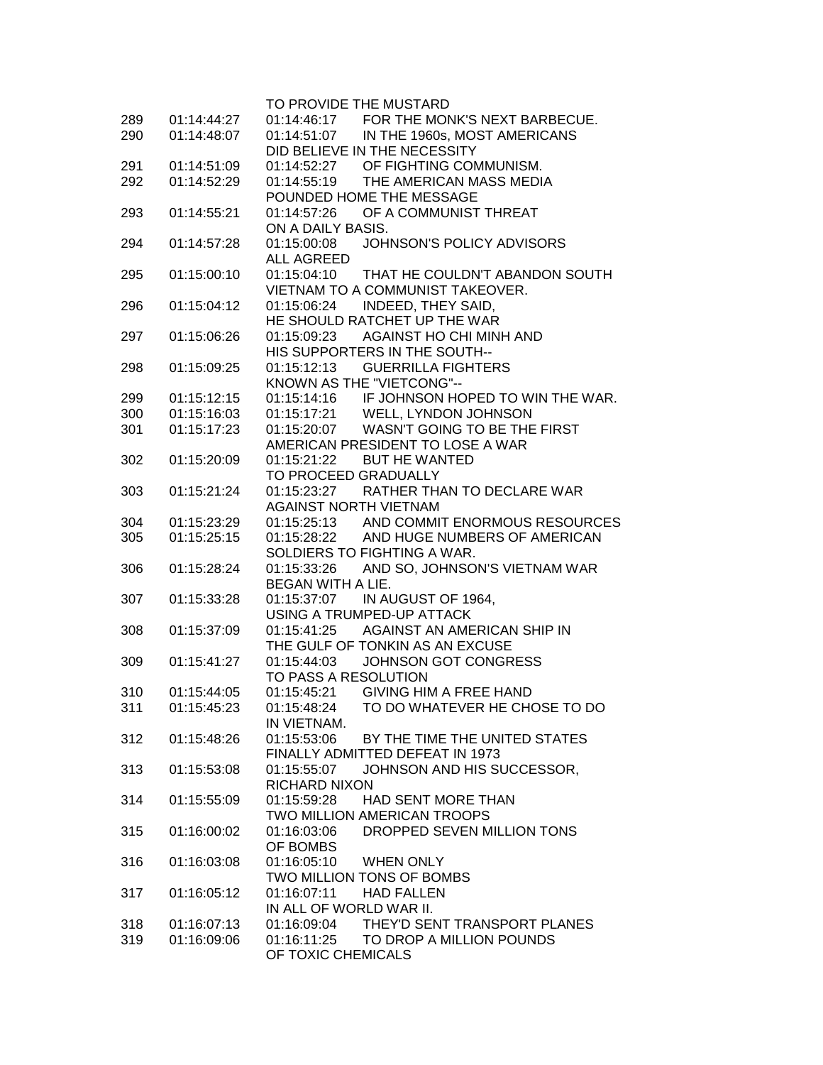TO PROVIDE THE MUSTARD

| | | | |
|---|---|---|---|
| 289 | 01:14:44:27 | 01:14:46:17 | FOR THE MONK'S NEXT BARBECUE. |
| 290 | 01:14:48:07 | 01:14:51:07 | IN THE 1960s, MOST AMERICANS DID BELIEVE IN THE NECESSITY |
| 291 | 01:14:51:09 | 01:14:52:27 | OF FIGHTING COMMUNISM. |
| 292 | 01:14:52:29 | 01:14:55:19 | THE AMERICAN MASS MEDIA POUNDED HOME THE MESSAGE |
| 293 | 01:14:55:21 | 01:14:57:26 | OF A COMMUNIST THREAT ON A DAILY BASIS. |
| 294 | 01:14:57:28 | 01:15:00:08 | JOHNSON'S POLICY ADVISORS ALL AGREED |
| 295 | 01:15:00:10 | 01:15:04:10 | THAT HE COULDN'T ABANDON SOUTH VIETNAM TO A COMMUNIST TAKEOVER. |
| 296 | 01:15:04:12 | 01:15:06:24 | INDEED, THEY SAID, HE SHOULD RATCHET UP THE WAR |
| 297 | 01:15:06:26 | 01:15:09:23 | AGAINST HO CHI MINH AND HIS SUPPORTERS IN THE SOUTH-- |
| 298 | 01:15:09:25 | 01:15:12:13 | GUERRILLA FIGHTERS KNOWN AS THE "VIETCONG"-- |
| 299 | 01:15:12:15 | 01:15:14:16 | IF JOHNSON HOPED TO WIN THE WAR. |
| 300 | 01:15:16:03 | 01:15:17:21 | WELL, LYNDON JOHNSON |
| 301 | 01:15:17:23 | 01:15:20:07 | WASN'T GOING TO BE THE FIRST AMERICAN PRESIDENT TO LOSE A WAR |
| 302 | 01:15:20:09 | 01:15:21:22 | BUT HE WANTED TO PROCEED GRADUALLY |
| 303 | 01:15:21:24 | 01:15:23:27 | RATHER THAN TO DECLARE WAR AGAINST NORTH VIETNAM |
| 304 | 01:15:23:29 | 01:15:25:13 | AND COMMIT ENORMOUS RESOURCES |
| 305 | 01:15:25:15 | 01:15:28:22 | AND HUGE NUMBERS OF AMERICAN SOLDIERS TO FIGHTING A WAR. |
| 306 | 01:15:28:24 | 01:15:33:26 | AND SO, JOHNSON'S VIETNAM WAR BEGAN WITH A LIE. |
| 307 | 01:15:33:28 | 01:15:37:07 | IN AUGUST OF 1964, USING A TRUMPED-UP ATTACK |
| 308 | 01:15:37:09 | 01:15:41:25 | AGAINST AN AMERICAN SHIP IN THE GULF OF TONKIN AS AN EXCUSE |
| 309 | 01:15:41:27 | 01:15:44:03 | JOHNSON GOT CONGRESS TO PASS A RESOLUTION |
| 310 | 01:15:44:05 | 01:15:45:21 | GIVING HIM A FREE HAND |
| 311 | 01:15:45:23 | 01:15:48:24 | TO DO WHATEVER HE CHOSE TO DO IN VIETNAM. |
| 312 | 01:15:48:26 | 01:15:53:06 | BY THE TIME THE UNITED STATES FINALLY ADMITTED DEFEAT IN 1973 |
| 313 | 01:15:53:08 | 01:15:55:07 | JOHNSON AND HIS SUCCESSOR, RICHARD NIXON |
| 314 | 01:15:55:09 | 01:15:59:28 | HAD SENT MORE THAN TWO MILLION AMERICAN TROOPS |
| 315 | 01:16:00:02 | 01:16:03:06 | DROPPED SEVEN MILLION TONS OF BOMBS |
| 316 | 01:16:03:08 | 01:16:05:10 | WHEN ONLY TWO MILLION TONS OF BOMBS |
| 317 | 01:16:05:12 | 01:16:07:11 | HAD FALLEN IN ALL OF WORLD WAR II. |
| 318 | 01:16:07:13 | 01:16:09:04 | THEY'D SENT TRANSPORT PLANES |
| 319 | 01:16:09:06 | 01:16:11:25 | TO DROP A MILLION POUNDS OF TOXIC CHEMICALS |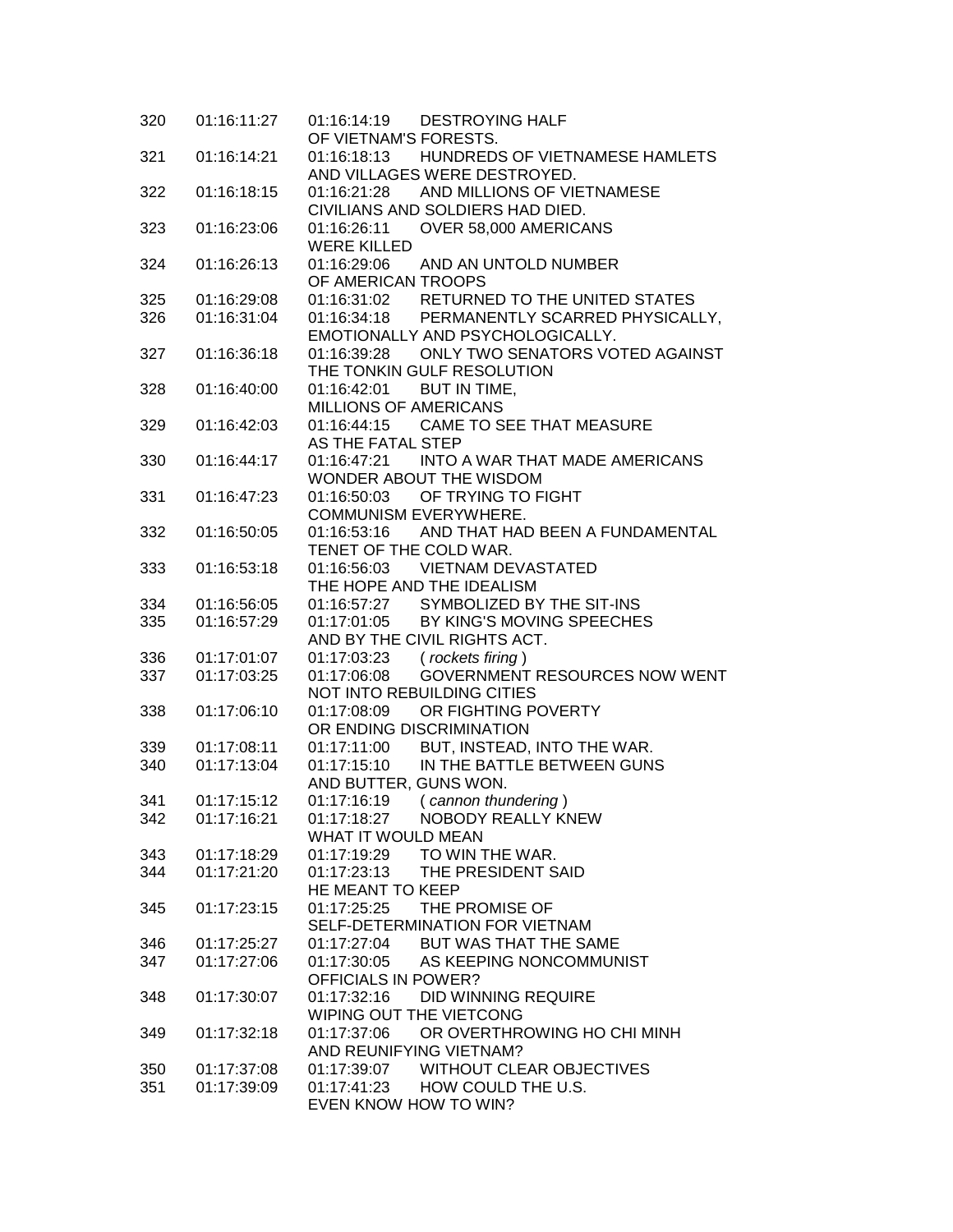320 01:16:11:27 01:16:14:19 DESTROYING HALF
OF VIETNAM'S FORESTS.
321 01:16:14:21 01:16:18:13 HUNDREDS OF VIETNAMESE HAMLETS
AND VILLAGES WERE DESTROYED.
322 01:16:18:15 01:16:21:28 AND MILLIONS OF VIETNAMESE
CIVILIANS AND SOLDIERS HAD DIED.
323 01:16:23:06 01:16:26:11 OVER 58,000 AMERICANS
WERE KILLED
324 01:16:26:13 01:16:29:06 AND AN UNTOLD NUMBER
OF AMERICAN TROOPS
325 01:16:29:08 01:16:31:02 RETURNED TO THE UNITED STATES
326 01:16:31:04 01:16:34:18 PERMANENTLY SCARRED PHYSICALLY,
EMOTIONALLY AND PSYCHOLOGICALLY.
327 01:16:36:18 01:16:39:28 ONLY TWO SENATORS VOTED AGAINST
THE TONKIN GULF RESOLUTION
328 01:16:40:00 01:16:42:01 BUT IN TIME,
MILLIONS OF AMERICANS
329 01:16:42:03 01:16:44:15 CAME TO SEE THAT MEASURE
AS THE FATAL STEP
330 01:16:44:17 01:16:47:21 INTO A WAR THAT MADE AMERICANS
WONDER ABOUT THE WISDOM
331 01:16:47:23 01:16:50:03 OF TRYING TO FIGHT
COMMUNISM EVERYWHERE.
332 01:16:50:05 01:16:53:16 AND THAT HAD BEEN A FUNDAMENTAL
TENET OF THE COLD WAR.
333 01:16:53:18 01:16:56:03 VIETNAM DEVASTATED
THE HOPE AND THE IDEALISM
334 01:16:56:05 01:16:57:27 SYMBOLIZED BY THE SIT-INS
335 01:16:57:29 01:17:01:05 BY KING'S MOVING SPEECHES
AND BY THE CIVIL RIGHTS ACT.
336 01:17:01:07 01:17:03:23 ( *rockets firing* )
337 01:17:03:25 01:17:06:08 GOVERNMENT RESOURCES NOW WENT
NOT INTO REBUILDING CITIES
338 01:17:06:10 01:17:08:09 OR FIGHTING POVERTY
OR ENDING DISCRIMINATION
339 01:17:08:11 01:17:11:00 BUT, INSTEAD, INTO THE WAR.
340 01:17:13:04 01:17:15:10 IN THE BATTLE BETWEEN GUNS
AND BUTTER, GUNS WON.
341 01:17:15:12 01:17:16:19 ( *cannon thundering* )
342 01:17:16:21 01:17:18:27 NOBODY REALLY KNEW
WHAT IT WOULD MEAN
343 01:17:18:29 01:17:19:29 TO WIN THE WAR.
344 01:17:21:20 01:17:23:13 THE PRESIDENT SAID
HE MEANT TO KEEP
345 01:17:23:15 01:17:25:25 THE PROMISE OF
SELF-DETERMINATION FOR VIETNAM
346 01:17:25:27 01:17:27:04 BUT WAS THAT THE SAME
347 01:17:27:06 01:17:30:05 AS KEEPING NONCOMMUNIST
OFFICIALS IN POWER?
348 01:17:30:07 01:17:32:16 DID WINNING REQUIRE
WIPING OUT THE VIETCONG
349 01:17:32:18 01:17:37:06 OR OVERTHROWING HO CHI MINH
AND REUNIFYING VIETNAM?
350 01:17:37:08 01:17:39:07 WITHOUT CLEAR OBJECTIVES
351 01:17:39:09 01:17:41:23 HOW COULD THE U.S.
EVEN KNOW HOW TO WIN?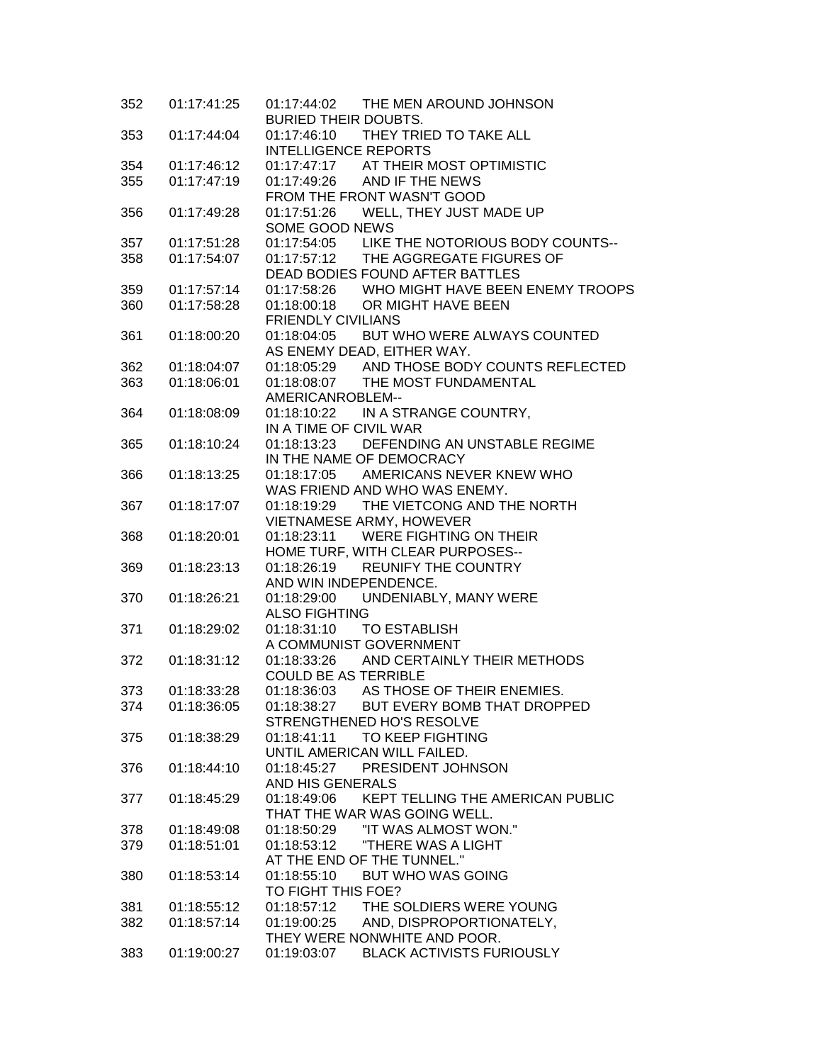352 01:17:41:25 01:17:44:02 THE MEN AROUND JOHNSON
BURIED THEIR DOUBTS.
353 01:17:44:04 01:17:46:10 THEY TRIED TO TAKE ALL
INTELLIGENCE REPORTS
354 01:17:46:12 01:17:47:17 AT THEIR MOST OPTIMISTIC
355 01:17:47:19 01:17:49:26 AND IF THE NEWS
FROM THE FRONT WASN'T GOOD
356 01:17:49:28 01:17:51:26 WELL, THEY JUST MADE UP
SOME GOOD NEWS
357 01:17:51:28 01:17:54:05 LIKE THE NOTORIOUS BODY COUNTS--
358 01:17:54:07 01:17:57:12 THE AGGREGATE FIGURES OF
DEAD BODIES FOUND AFTER BATTLES
359 01:17:57:14 01:17:58:26 WHO MIGHT HAVE BEEN ENEMY TROOPS
360 01:17:58:28 01:18:00:18 OR MIGHT HAVE BEEN
FRIENDLY CIVILIANS
361 01:18:00:20 01:18:04:05 BUT WHO WERE ALWAYS COUNTED
AS ENEMY DEAD, EITHER WAY.
362 01:18:04:07 01:18:05:29 AND THOSE BODY COUNTS REFLECTED
363 01:18:06:01 01:18:08:07 THE MOST FUNDAMENTAL
AMERICANROBLEM--
364 01:18:08:09 01:18:10:22 IN A STRANGE COUNTRY,
IN A TIME OF CIVIL WAR
365 01:18:10:24 01:18:13:23 DEFENDING AN UNSTABLE REGIME
IN THE NAME OF DEMOCRACY
366 01:18:13:25 01:18:17:05 AMERICANS NEVER KNEW WHO
WAS FRIEND AND WHO WAS ENEMY.
367 01:18:17:07 01:18:19:29 THE VIETCONG AND THE NORTH
VIETNAMESE ARMY, HOWEVER
368 01:18:20:01 01:18:23:11 WERE FIGHTING ON THEIR
HOME TURF, WITH CLEAR PURPOSES--
369 01:18:23:13 01:18:26:19 REUNIFY THE COUNTRY
AND WIN INDEPENDENCE.
370 01:18:26:21 01:18:29:00 UNDENIABLY, MANY WERE
ALSO FIGHTING
371 01:18:29:02 01:18:31:10 TO ESTABLISH
A COMMUNIST GOVERNMENT
372 01:18:31:12 01:18:33:26 AND CERTAINLY THEIR METHODS
COULD BE AS TERRIBLE
373 01:18:33:28 01:18:36:03 AS THOSE OF THEIR ENEMIES.
374 01:18:36:05 01:18:38:27 BUT EVERY BOMB THAT DROPPED
STRENGTHENED HO'S RESOLVE
375 01:18:38:29 01:18:41:11 TO KEEP FIGHTING
UNTIL AMERICAN WILL FAILED.
376 01:18:44:10 01:18:45:27 PRESIDENT JOHNSON
AND HIS GENERALS
377 01:18:45:29 01:18:49:06 KEPT TELLING THE AMERICAN PUBLIC
THAT THE WAR WAS GOING WELL.
378 01:18:49:08 01:18:50:29 "IT WAS ALMOST WON."
379 01:18:51:01 01:18:53:12 "THERE WAS A LIGHT
AT THE END OF THE TUNNEL."
380 01:18:53:14 01:18:55:10 BUT WHO WAS GOING
TO FIGHT THIS FOE?
381 01:18:55:12 01:18:57:12 THE SOLDIERS WERE YOUNG
382 01:18:57:14 01:19:00:25 AND, DISPROPORTIONATELY,
THEY WERE NONWHITE AND POOR.
383 01:19:00:27 01:19:03:07 BLACK ACTIVISTS FURIOUSLY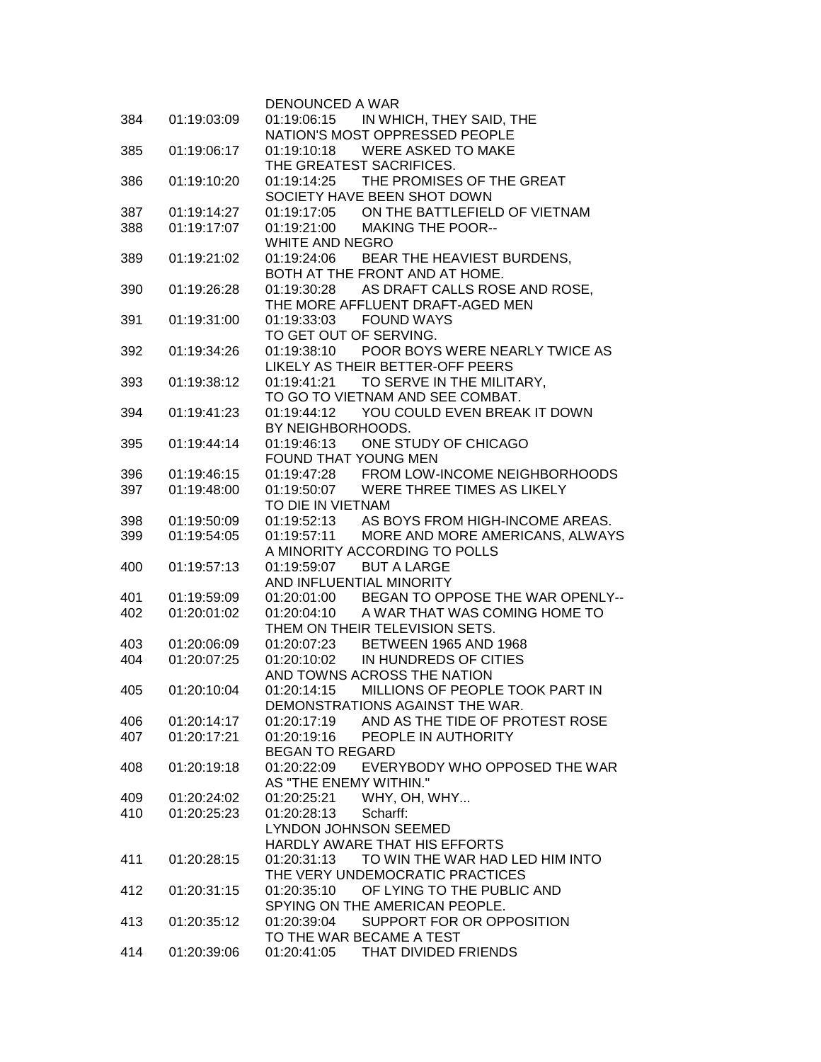DENOUNCED A WAR

384	01:19:03:09	01:19:06:15	IN WHICH, THEY SAID, THE
NATION'S MOST OPPRESSED PEOPLE

385	01:19:06:17	01:19:10:18	WERE ASKED TO MAKE
THE GREATEST SACRIFICES.

386	01:19:10:20	01:19:14:25	THE PROMISES OF THE GREAT
SOCIETY HAVE BEEN SHOT DOWN

387	01:19:14:27	01:19:17:05	ON THE BATTLEFIELD OF VIETNAM

388	01:19:17:07	01:19:21:00	MAKING THE POOR--
WHITE AND NEGRO

389	01:19:21:02	01:19:24:06	BEAR THE HEAVIEST BURDENS,
BOTH AT THE FRONT AND AT HOME.

390	01:19:26:28	01:19:30:28	AS DRAFT CALLS ROSE AND ROSE,
THE MORE AFFLUENT DRAFT-AGED MEN

391	01:19:31:00	01:19:33:03	FOUND WAYS
TO GET OUT OF SERVING.

392	01:19:34:26	01:19:38:10	POOR BOYS WERE NEARLY TWICE AS
LIKELY AS THEIR BETTER-OFF PEERS

393	01:19:38:12	01:19:41:21	TO SERVE IN THE MILITARY,
TO GO TO VIETNAM AND SEE COMBAT.

394	01:19:41:23	01:19:44:12	YOU COULD EVEN BREAK IT DOWN
BY NEIGHBORHOODS.

395	01:19:44:14	01:19:46:13	ONE STUDY OF CHICAGO
FOUND THAT YOUNG MEN

396	01:19:46:15	01:19:47:28	FROM LOW-INCOME NEIGHBORHOODS

397	01:19:48:00	01:19:50:07	WERE THREE TIMES AS LIKELY
TO DIE IN VIETNAM

398	01:19:50:09	01:19:52:13	AS BOYS FROM HIGH-INCOME AREAS.

399	01:19:54:05	01:19:57:11	MORE AND MORE AMERICANS, ALWAYS
A MINORITY ACCORDING TO POLLS

400	01:19:57:13	01:19:59:07	BUT A LARGE
AND INFLUENTIAL MINORITY

401	01:19:59:09	01:20:01:00	BEGAN TO OPPOSE THE WAR OPENLY--

402	01:20:01:02	01:20:04:10	A WAR THAT WAS COMING HOME TO
THEM ON THEIR TELEVISION SETS.

403	01:20:06:09	01:20:07:23	BETWEEN 1965 AND 1968

404	01:20:07:25	01:20:10:02	IN HUNDREDS OF CITIES
AND TOWNS ACROSS THE NATION

405	01:20:10:04	01:20:14:15	MILLIONS OF PEOPLE TOOK PART IN
DEMONSTRATIONS AGAINST THE WAR.

406	01:20:14:17	01:20:17:19	AND AS THE TIDE OF PROTEST ROSE

407	01:20:17:21	01:20:19:16	PEOPLE IN AUTHORITY
BEGAN TO REGARD

408	01:20:19:18	01:20:22:09	EVERYBODY WHO OPPOSED THE WAR
AS "THE ENEMY WITHIN."

409	01:20:24:02	01:20:25:21	WHY, OH, WHY...

410	01:20:25:23	01:20:28:13	Scharff:
LYNDON JOHNSON SEEMED
HARDLY AWARE THAT HIS EFFORTS

411	01:20:28:15	01:20:31:13	TO WIN THE WAR HAD LED HIM INTO
THE VERY UNDEMOCRATIC PRACTICES

412	01:20:31:15	01:20:35:10	OF LYING TO THE PUBLIC AND
SPYING ON THE AMERICAN PEOPLE.

413	01:20:35:12	01:20:39:04	SUPPORT FOR OR OPPOSITION
TO THE WAR BECAME A TEST

414	01:20:39:06	01:20:41:05	THAT DIVIDED FRIENDS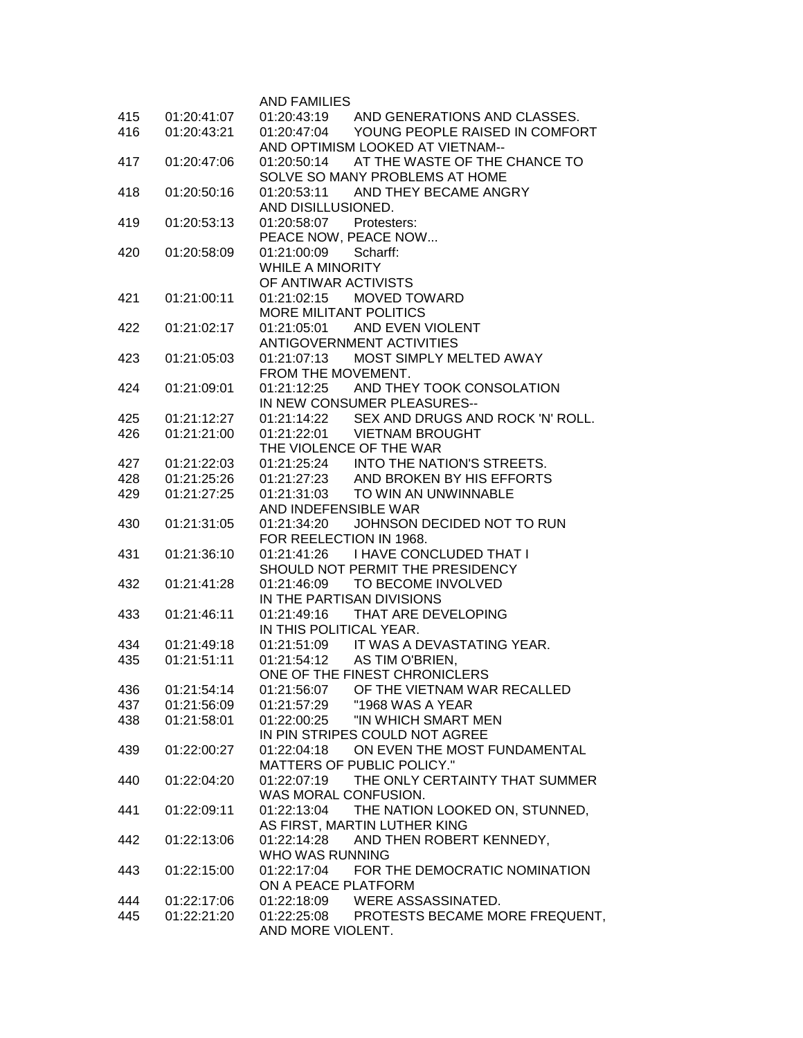AND FAMILIES

415 01:20:41:07 01:20:43:19 AND GENERATIONS AND CLASSES.

416 01:20:43:21 01:20:47:04 YOUNG PEOPLE RAISED IN COMFORT
AND OPTIMISM LOOKED AT VIETNAM--

417 01:20:47:06 01:20:50:14 AT THE WASTE OF THE CHANCE TO
SOLVE SO MANY PROBLEMS AT HOME

418 01:20:50:16 01:20:53:11 AND THEY BECAME ANGRY
AND DISILLUSIONED.

419 01:20:53:13 01:20:58:07 Protesters:
PEACE NOW, PEACE NOW...

420 01:20:58:09 01:21:00:09 Scharff:
WHILE A MINORITY
OF ANTIWAR ACTIVISTS

421 01:21:00:11 01:21:02:15 MOVED TOWARD
MORE MILITANT POLITICS

422 01:21:02:17 01:21:05:01 AND EVEN VIOLENT
ANTIGOVERNMENT ACTIVITIES

423 01:21:05:03 01:21:07:13 MOST SIMPLY MELTED AWAY
FROM THE MOVEMENT.

424 01:21:09:01 01:21:12:25 AND THEY TOOK CONSOLATION
IN NEW CONSUMER PLEASURES--

425 01:21:12:27 01:21:14:22 SEX AND DRUGS AND ROCK 'N' ROLL.

426 01:21:21:00 01:21:22:01 VIETNAM BROUGHT
THE VIOLENCE OF THE WAR

427 01:21:22:03 01:21:25:24 INTO THE NATION'S STREETS.

428 01:21:25:26 01:21:27:23 AND BROKEN BY HIS EFFORTS

429 01:21:27:25 01:21:31:03 TO WIN AN UNWINNABLE
AND INDEFENSIBLE WAR

430 01:21:31:05 01:21:34:20 JOHNSON DECIDED NOT TO RUN
FOR REELECTION IN 1968.

431 01:21:36:10 01:21:41:26 I HAVE CONCLUDED THAT I
SHOULD NOT PERMIT THE PRESIDENCY

432 01:21:41:28 01:21:46:09 TO BECOME INVOLVED
IN THE PARTISAN DIVISIONS

433 01:21:46:11 01:21:49:16 THAT ARE DEVELOPING
IN THIS POLITICAL YEAR.

434 01:21:49:18 01:21:51:09 IT WAS A DEVASTATING YEAR.

435 01:21:51:11 01:21:54:12 AS TIM O'BRIEN,
ONE OF THE FINEST CHRONICLERS

436 01:21:54:14 01:21:56:07 OF THE VIETNAM WAR RECALLED

437 01:21:56:09 01:21:57:29 "1968 WAS A YEAR

438 01:21:58:01 01:22:00:25 "IN WHICH SMART MEN
IN PIN STRIPES COULD NOT AGREE

439 01:22:00:27 01:22:04:18 ON EVEN THE MOST FUNDAMENTAL
MATTERS OF PUBLIC POLICY."

440 01:22:04:20 01:22:07:19 THE ONLY CERTAINTY THAT SUMMER
WAS MORAL CONFUSION.

441 01:22:09:11 01:22:13:04 THE NATION LOOKED ON, STUNNED,
AS FIRST, MARTIN LUTHER KING

442 01:22:13:06 01:22:14:28 AND THEN ROBERT KENNEDY,
WHO WAS RUNNING

443 01:22:15:00 01:22:17:04 FOR THE DEMOCRATIC NOMINATION
ON A PEACE PLATFORM

444 01:22:17:06 01:22:18:09 WERE ASSASSINATED.

445 01:22:21:20 01:22:25:08 PROTESTS BECAME MORE FREQUENT,
AND MORE VIOLENT.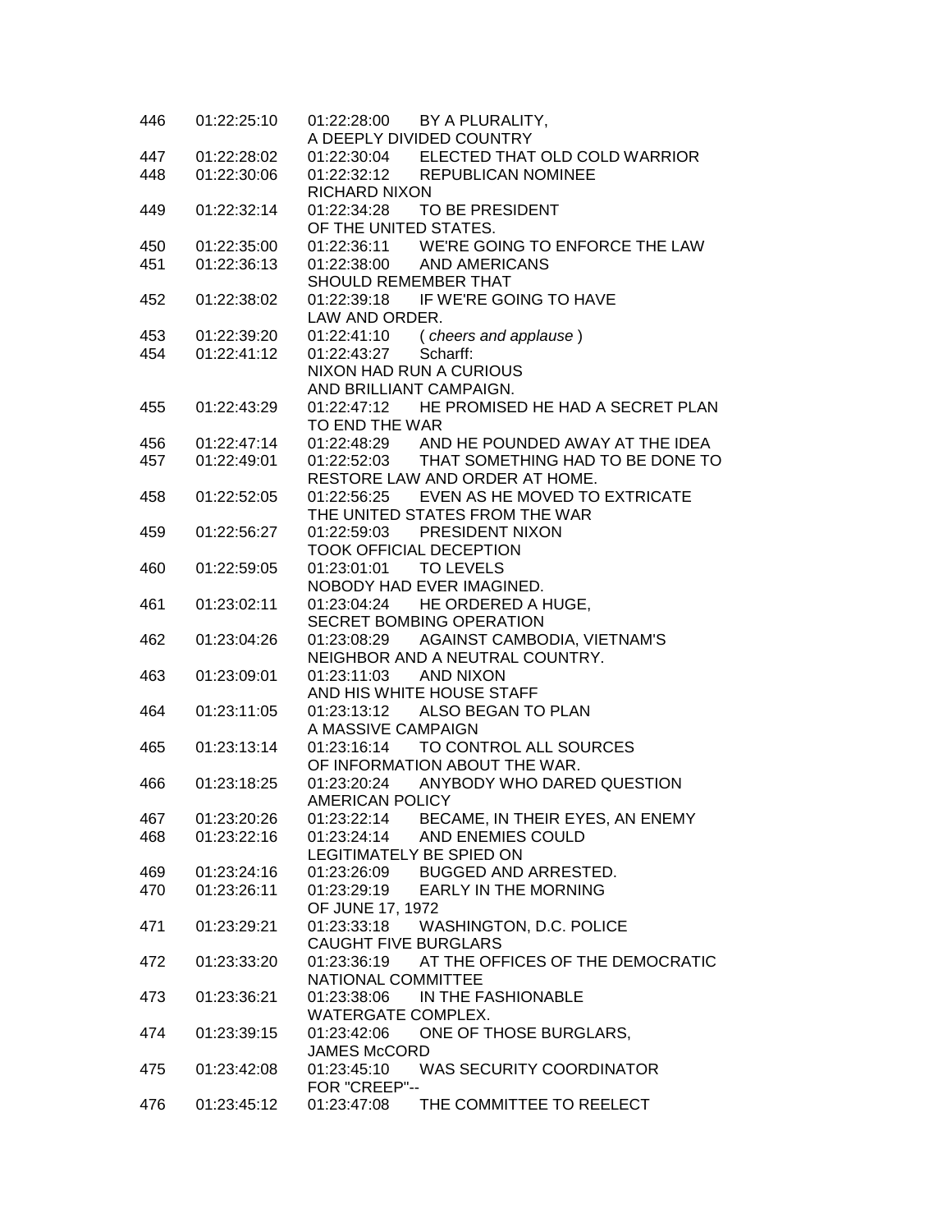| | | | |
|---|---|---|---|
| 446 | 01:22:25:10 | 01:22:28:00 | BY A PLURALITY, A DEEPLY DIVIDED COUNTRY |
| 447 | 01:22:28:02 | 01:22:30:04 | ELECTED THAT OLD COLD WARRIOR |
| 448 | 01:22:30:06 | 01:22:32:12 | REPUBLICAN NOMINEE RICHARD NIXON |
| 449 | 01:22:32:14 | 01:22:34:28 | TO BE PRESIDENT OF THE UNITED STATES. |
| 450 | 01:22:35:00 | 01:22:36:11 | WE'RE GOING TO ENFORCE THE LAW |
| 451 | 01:22:36:13 | 01:22:38:00 | AND AMERICANS SHOULD REMEMBER THAT |
| 452 | 01:22:38:02 | 01:22:39:18 | IF WE'RE GOING TO HAVE LAW AND ORDER. |
| 453 | 01:22:39:20 | 01:22:41:10 | ( *cheers and applause* ) |
| 454 | 01:22:41:12 | 01:22:43:27 | Scharff: NIXON HAD RUN A CURIOUS AND BRILLIANT CAMPAIGN. |
| 455 | 01:22:43:29 | 01:22:47:12 | HE PROMISED HE HAD A SECRET PLAN TO END THE WAR |
| 456 | 01:22:47:14 | 01:22:48:29 | AND HE POUNDED AWAY AT THE IDEA |
| 457 | 01:22:49:01 | 01:22:52:03 | THAT SOMETHING HAD TO BE DONE TO RESTORE LAW AND ORDER AT HOME. |
| 458 | 01:22:52:05 | 01:22:56:25 | EVEN AS HE MOVED TO EXTRICATE THE UNITED STATES FROM THE WAR |
| 459 | 01:22:56:27 | 01:22:59:03 | PRESIDENT NIXON TOOK OFFICIAL DECEPTION |
| 460 | 01:22:59:05 | 01:23:01:01 | TO LEVELS NOBODY HAD EVER IMAGINED. |
| 461 | 01:23:02:11 | 01:23:04:24 | HE ORDERED A HUGE, SECRET BOMBING OPERATION |
| 462 | 01:23:04:26 | 01:23:08:29 | AGAINST CAMBODIA, VIETNAM'S NEIGHBOR AND A NEUTRAL COUNTRY. |
| 463 | 01:23:09:01 | 01:23:11:03 | AND NIXON AND HIS WHITE HOUSE STAFF |
| 464 | 01:23:11:05 | 01:23:13:12 | ALSO BEGAN TO PLAN A MASSIVE CAMPAIGN |
| 465 | 01:23:13:14 | 01:23:16:14 | TO CONTROL ALL SOURCES OF INFORMATION ABOUT THE WAR. |
| 466 | 01:23:18:25 | 01:23:20:24 | ANYBODY WHO DARED QUESTION AMERICAN POLICY |
| 467 | 01:23:20:26 | 01:23:22:14 | BECAME, IN THEIR EYES, AN ENEMY |
| 468 | 01:23:22:16 | 01:23:24:14 | AND ENEMIES COULD LEGITIMATELY BE SPIED ON |
| 469 | 01:23:24:16 | 01:23:26:09 | BUGGED AND ARRESTED. |
| 470 | 01:23:26:11 | 01:23:29:19 | EARLY IN THE MORNING OF JUNE 17, 1972 |
| 471 | 01:23:29:21 | 01:23:33:18 | WASHINGTON, D.C. POLICE CAUGHT FIVE BURGLARS |
| 472 | 01:23:33:20 | 01:23:36:19 | AT THE OFFICES OF THE DEMOCRATIC NATIONAL COMMITTEE |
| 473 | 01:23:36:21 | 01:23:38:06 | IN THE FASHIONABLE WATERGATE COMPLEX. |
| 474 | 01:23:39:15 | 01:23:42:06 | ONE OF THOSE BURGLARS, JAMES McCORD |
| 475 | 01:23:42:08 | 01:23:45:10 | WAS SECURITY COORDINATOR FOR "CREEP"-- |
| 476 | 01:23:45:12 | 01:23:47:08 | THE COMMITTEE TO REELECT |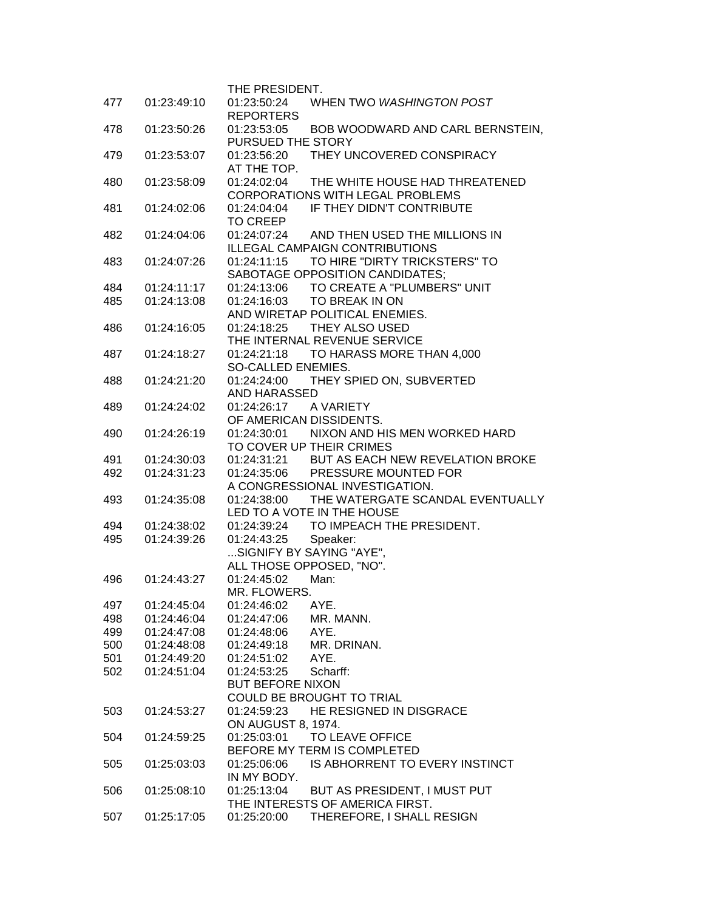THE PRESIDENT.

| | | | |
|---|---|---|---|
| 477 | 01:23:49:10 | 01:23:50:24 | WHEN TWO *WASHINGTON POST* REPORTERS |
| 478 | 01:23:50:26 | 01:23:53:05 | BOB WOODWARD AND CARL BERNSTEIN, PURSUED THE STORY |
| 479 | 01:23:53:07 | 01:23:56:20 | THEY UNCOVERED CONSPIRACY AT THE TOP. |
| 480 | 01:23:58:09 | 01:24:02:04 | THE WHITE HOUSE HAD THREATENED CORPORATIONS WITH LEGAL PROBLEMS |
| 481 | 01:24:02:06 | 01:24:04:04 | IF THEY DIDN'T CONTRIBUTE TO CREEP |
| 482 | 01:24:04:06 | 01:24:07:24 | AND THEN USED THE MILLIONS IN ILLEGAL CAMPAIGN CONTRIBUTIONS |
| 483 | 01:24:07:26 | 01:24:11:15 | TO HIRE "DIRTY TRICKSTERS" TO SABOTAGE OPPOSITION CANDIDATES; |
| 484 | 01:24:11:17 | 01:24:13:06 | TO CREATE A "PLUMBERS" UNIT |
| 485 | 01:24:13:08 | 01:24:16:03 | TO BREAK IN ON AND WIRETAP POLITICAL ENEMIES. |
| 486 | 01:24:16:05 | 01:24:18:25 | THEY ALSO USED THE INTERNAL REVENUE SERVICE |
| 487 | 01:24:18:27 | 01:24:21:18 | TO HARASS MORE THAN 4,000 SO-CALLED ENEMIES. |
| 488 | 01:24:21:20 | 01:24:24:00 | THEY SPIED ON, SUBVERTED AND HARASSED |
| 489 | 01:24:24:02 | 01:24:26:17 | A VARIETY OF AMERICAN DISSIDENTS. |
| 490 | 01:24:26:19 | 01:24:30:01 | NIXON AND HIS MEN WORKED HARD TO COVER UP THEIR CRIMES |
| 491 | 01:24:30:03 | 01:24:31:21 | BUT AS EACH NEW REVELATION BROKE |
| 492 | 01:24:31:23 | 01:24:35:06 | PRESSURE MOUNTED FOR A CONGRESSIONAL INVESTIGATION. |
| 493 | 01:24:35:08 | 01:24:38:00 | THE WATERGATE SCANDAL EVENTUALLY LED TO A VOTE IN THE HOUSE |
| 494 | 01:24:38:02 | 01:24:39:24 | TO IMPEACH THE PRESIDENT. |
| 495 | 01:24:39:26 | 01:24:43:25 | Speaker: ...SIGNIFY BY SAYING "AYE", ALL THOSE OPPOSED, "NO". |
| 496 | 01:24:43:27 | 01:24:45:02 | Man: MR. FLOWERS. |
| 497 | 01:24:45:04 | 01:24:46:02 | AYE. |
| 498 | 01:24:46:04 | 01:24:47:06 | MR. MANN. |
| 499 | 01:24:47:08 | 01:24:48:06 | AYE. |
| 500 | 01:24:48:08 | 01:24:49:18 | MR. DRINAN. |
| 501 | 01:24:49:20 | 01:24:51:02 | AYE. |
| 502 | 01:24:51:04 | 01:24:53:25 | Scharff: BUT BEFORE NIXON COULD BE BROUGHT TO TRIAL |
| 503 | 01:24:53:27 | 01:24:59:23 | HE RESIGNED IN DISGRACE ON AUGUST 8, 1974. |
| 504 | 01:24:59:25 | 01:25:03:01 | TO LEAVE OFFICE BEFORE MY TERM IS COMPLETED |
| 505 | 01:25:03:03 | 01:25:06:06 | IS ABHORRENT TO EVERY INSTINCT IN MY BODY. |
| 506 | 01:25:08:10 | 01:25:13:04 | BUT AS PRESIDENT, I MUST PUT THE INTERESTS OF AMERICA FIRST. |
| 507 | 01:25:17:05 | 01:25:20:00 | THEREFORE, I SHALL RESIGN |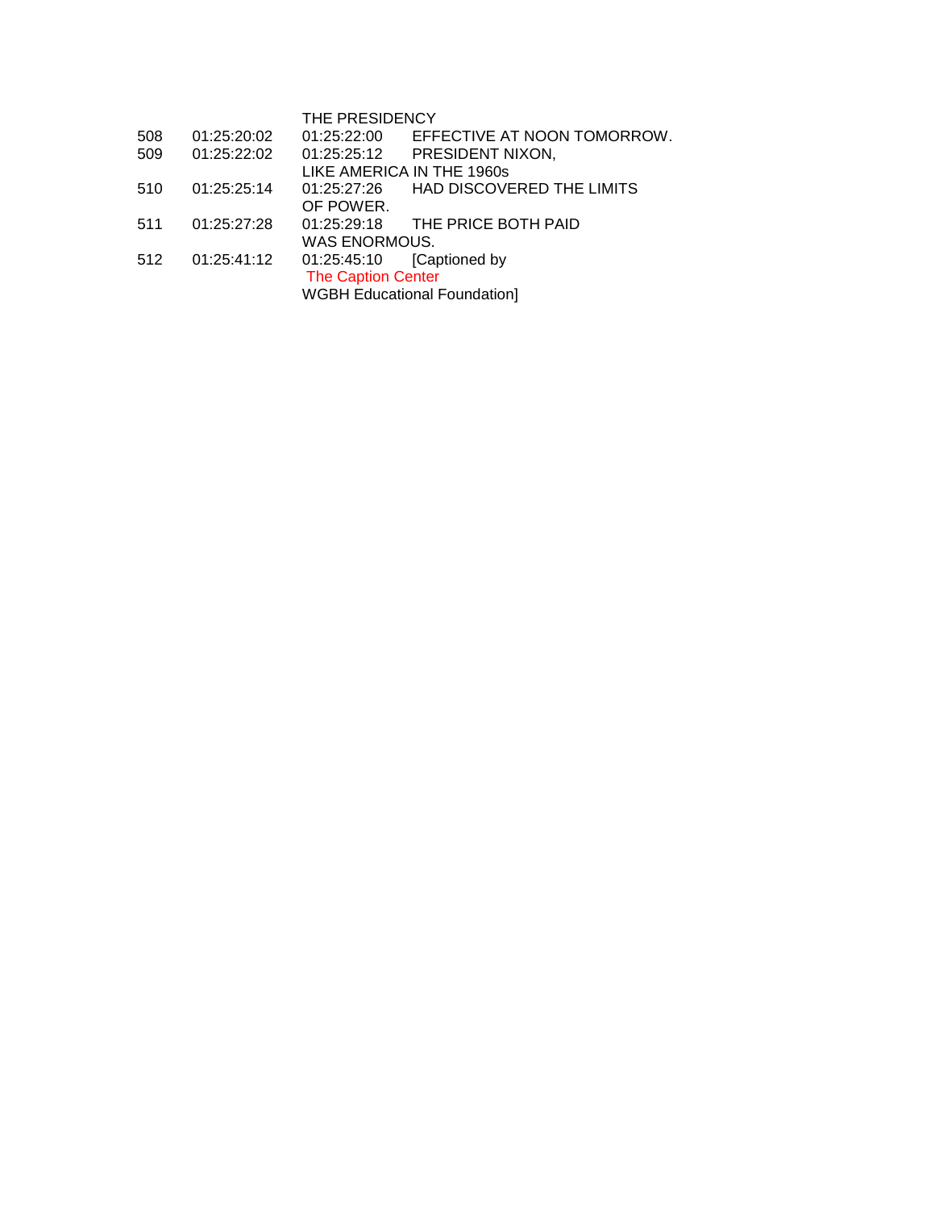THE PRESIDENCY

| | | | |
|---|---|---|---|
| 508 | 01:25:20:02 | 01:25:22:00 | EFFECTIVE AT NOON TOMORROW. |
| 509 | 01:25:22:02 | 01:25:25:12 | PRESIDENT NIXON, LIKE AMERICA IN THE 1960s |
| 510 | 01:25:25:14 | 01:25:27:26 | HAD DISCOVERED THE LIMITS OF POWER. |
| 511 | 01:25:27:28 | 01:25:29:18 | THE PRICE BOTH PAID WAS ENORMOUS. |
| 512 | 01:25:41:12 | 01:25:45:10 | [Captioned by The Caption Center WGBH Educational Foundation] |